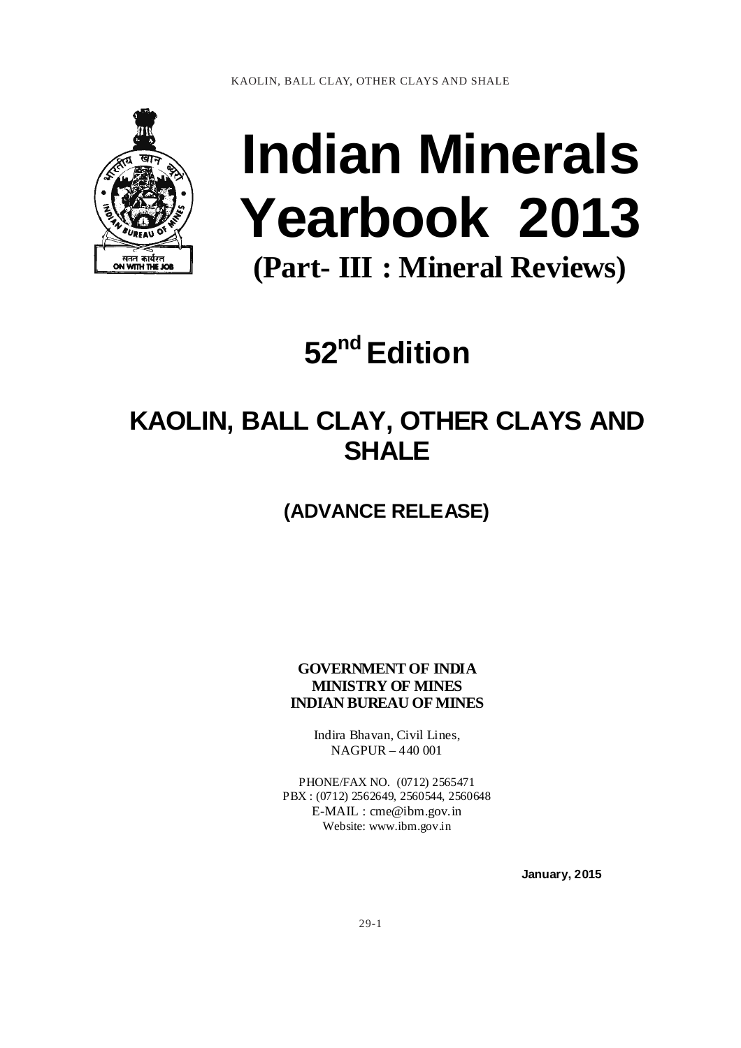# Indian Minerals Yearbook 2013

## (Part- III : Mineral Reviews)

# 52nd Edition

# KAOLIN, BALL CLAY, OTHER CLAYS AND SHALE

## (ADVANCE RELEASE)

**GOVERNMENT OF INDIA**
**MINISTRY OF MINES**
**INDIAN BUREAU OF MINES**

Indira Bhavan, Civil Lines,
NAGPUR – 440 001

PHONE/FAX NO. (0712) 2565471
PBX : (0712) 2562649, 2560544, 2560648
E-MAIL : cme@ibm.gov.in
Website: www.ibm.gov.in

**January, 2015**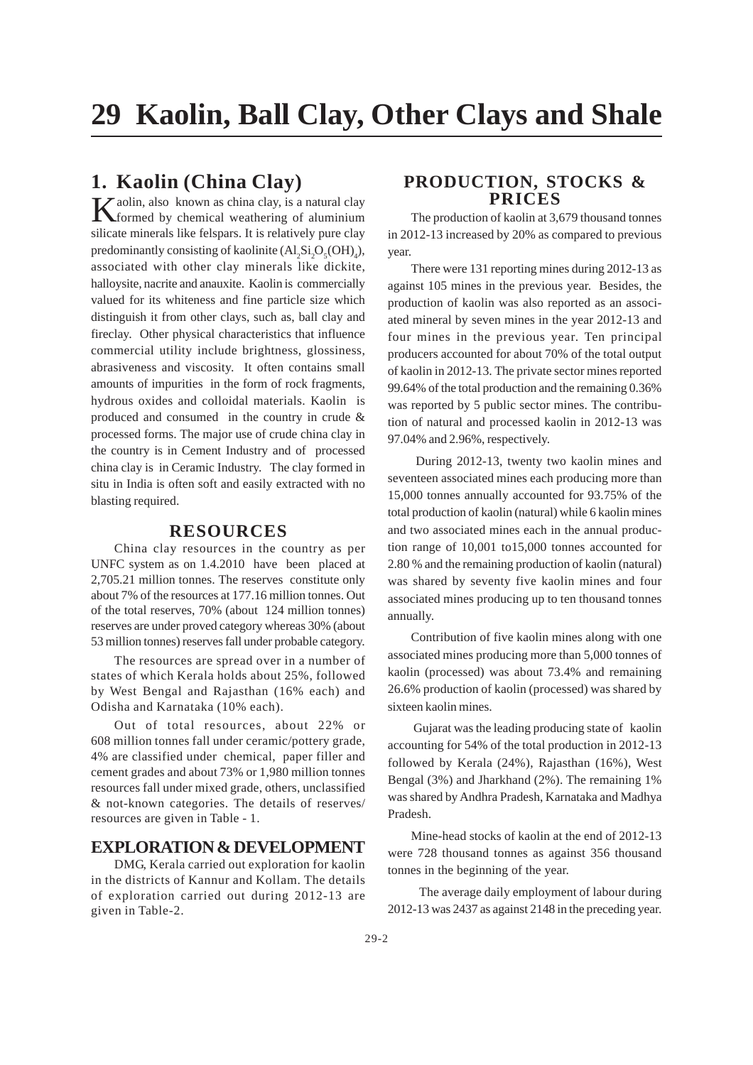# 29 Kaolin, Ball Clay, Other Clays and Shale

## 1. Kaolin (China Clay)

Kaolin, also known as china clay, is a natural clay formed by chemical weathering of aluminium silicate minerals like felspars. It is relatively pure clay predominantly consisting of kaolinite ($Al_2Si_2O_5(OH)_4$), associated with other clay minerals like dickite, halloysite, nacrite and anauxite. Kaolin is commercially valued for its whiteness and fine particle size which distinguish it from other clays, such as, ball clay and fireclay. Other physical characteristics that influence commercial utility include brightness, glossiness, abrasiveness and viscosity. It often contains small amounts of impurities in the form of rock fragments, hydrous oxides and colloidal materials. Kaolin is produced and consumed in the country in crude & processed forms. The major use of crude china clay in the country is in Cement Industry and of processed china clay is in Ceramic Industry. The clay formed in situ in India is often soft and easily extracted with no blasting required.

### RESOURCES

China clay resources in the country as per UNFC system as on 1.4.2010 have been placed at 2,705.21 million tonnes. The reserves constitute only about 7% of the resources at 177.16 million tonnes. Out of the total reserves, 70% (about 124 million tonnes) reserves are under proved category whereas 30% (about 53 million tonnes) reserves fall under probable category.

The resources are spread over in a number of states of which Kerala holds about 25%, followed by West Bengal and Rajasthan (16% each) and Odisha and Karnataka (10% each).

Out of total resources, about 22% or 608 million tonnes fall under ceramic/pottery grade, 4% are classified under chemical, paper filler and cement grades and about 73% or 1,980 million tonnes resources fall under mixed grade, others, unclassified & not-known categories. The details of reserves/ resources are given in Table - 1.

### EXPLORATION & DEVELOPMENT

DMG, Kerala carried out exploration for kaolin in the districts of Kannur and Kollam. The details of exploration carried out during 2012-13 are given in Table-2.

### PRODUCTION, STOCKS & PRICES

The production of kaolin at 3,679 thousand tonnes in 2012-13 increased by 20% as compared to previous year.

There were 131 reporting mines during 2012-13 as against 105 mines in the previous year. Besides, the production of kaolin was also reported as an associated mineral by seven mines in the year 2012-13 and four mines in the previous year. Ten principal producers accounted for about 70% of the total output of kaolin in 2012-13. The private sector mines reported 99.64% of the total production and the remaining 0.36% was reported by 5 public sector mines. The contribution of natural and processed kaolin in 2012-13 was 97.04% and 2.96%, respectively.

During 2012-13, twenty two kaolin mines and seventeen associated mines each producing more than 15,000 tonnes annually accounted for 93.75% of the total production of kaolin (natural) while 6 kaolin mines and two associated mines each in the annual production range of 10,001 to15,000 tonnes accounted for 2.80 % and the remaining production of kaolin (natural) was shared by seventy five kaolin mines and four associated mines producing up to ten thousand tonnes annually.

Contribution of five kaolin mines along with one associated mines producing more than 5,000 tonnes of kaolin (processed) was about 73.4% and remaining 26.6% production of kaolin (processed) was shared by sixteen kaolin mines.

Gujarat was the leading producing state of kaolin accounting for 54% of the total production in 2012-13 followed by Kerala (24%), Rajasthan (16%), West Bengal (3%) and Jharkhand (2%). The remaining 1% was shared by Andhra Pradesh, Karnataka and Madhya Pradesh.

Mine-head stocks of kaolin at the end of 2012-13 were 728 thousand tonnes as against 356 thousand tonnes in the beginning of the year.

The average daily employment of labour during 2012-13 was 2437 as against 2148 in the preceding year.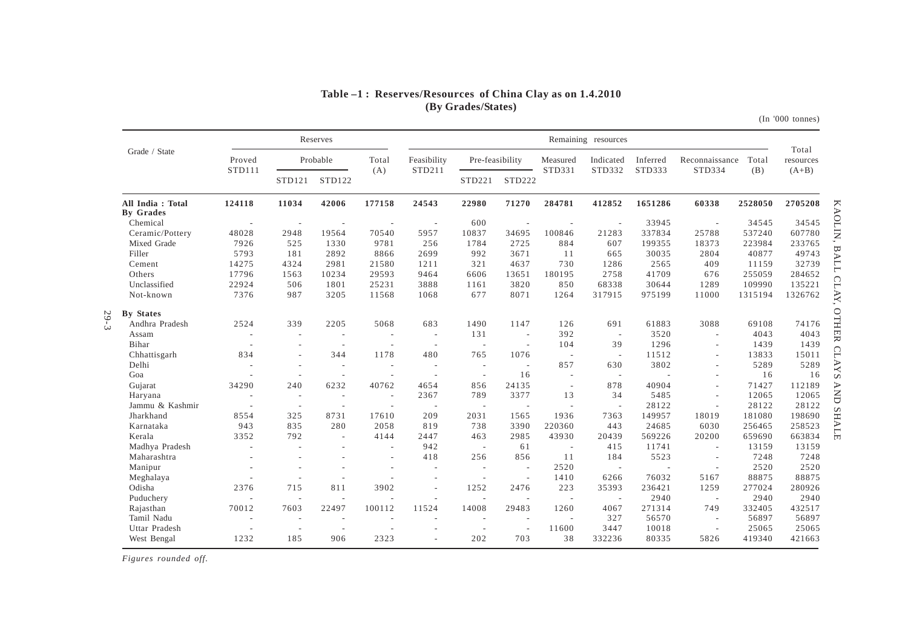**Table –1 : Reserves/Resources of China Clay as on 1.4.2010**
**(By Grades/States)**

(In '000 tonnes)

| Grade / State | Reserves | | | | Remaining resources | | | | | | | | Total resources (A+B) |
|---|---|---|---|---|---|---|---|---|---|---|---|---|---|
| | Proved STD111 | Probable | | Total (A) | Feasibility STD211 | Pre-feasibility | | Measured STD331 | Indicated STD332 | Inferred STD333 | Reconnaissance STD334 | Total (B) | |
| | | STD121 | STD122 | | | STD221 | STD222 | | | | | | |
| **All India : Total** | **124118** | **11034** | **42006** | **177158** | **24543** | **22980** | **71270** | **284781** | **412852** | **1651286** | **60338** | **2528050** | **2705208** |
| **By Grades** | | | | | | | | | | | | | |
| Chemical | - | - | - | - | - | 600 | - | - | - | 33945 | - | 34545 | 34545 |
| Ceramic/Pottery | 48028 | 2948 | 19564 | 70540 | 5957 | 10837 | 34695 | 100846 | 21283 | 337834 | 25788 | 537240 | 607780 |
| Mixed Grade | 7926 | 525 | 1330 | 9781 | 256 | 1784 | 2725 | 884 | 607 | 199355 | 18373 | 223984 | 233765 |
| Filler | 5793 | 181 | 2892 | 8866 | 2699 | 992 | 3671 | 11 | 665 | 30035 | 2804 | 40877 | 49743 |
| Cement | 14275 | 4324 | 2981 | 21580 | 1211 | 321 | 4637 | 730 | 1286 | 2565 | 409 | 11159 | 32739 |
| Others | 17796 | 1563 | 10234 | 29593 | 9464 | 6606 | 13651 | 180195 | 2758 | 41709 | 676 | 255059 | 284652 |
| Unclassified | 22924 | 506 | 1801 | 25231 | 3888 | 1161 | 3820 | 850 | 68338 | 30644 | 1289 | 109990 | 135221 |
| Not-known | 7376 | 987 | 3205 | 11568 | 1068 | 677 | 8071 | 1264 | 317915 | 975199 | 11000 | 1315194 | 1326762 |
| **By States** | | | | | | | | | | | | | |
| Andhra Pradesh | 2524 | 339 | 2205 | 5068 | 683 | 1490 | 1147 | 126 | 691 | 61883 | 3088 | 69108 | 74176 |
| Assam | - | - | - | - | - | 131 | - | 392 | - | 3520 | - | 4043 | 4043 |
| Bihar | - | - | - | - | - | - | - | 104 | 39 | 1296 | - | 1439 | 1439 |
| Chhattisgarh | 834 | - | 344 | 1178 | 480 | 765 | 1076 | - | - | 11512 | - | 13833 | 15011 |
| Delhi | - | - | - | - | - | - | - | 857 | 630 | 3802 | - | 5289 | 5289 |
| Goa | - | - | - | - | - | - | 16 | - | - | - | - | 16 | 16 |
| Gujarat | 34290 | 240 | 6232 | 40762 | 4654 | 856 | 24135 | - | 878 | 40904 | - | 71427 | 112189 |
| Haryana | - | - | - | - | 2367 | 789 | 3377 | 13 | 34 | 5485 | - | 12065 | 12065 |
| Jammu & Kashmir | - | - | - | - | - | - | - | - | - | 28122 | - | 28122 | 28122 |
| Jharkhand | 8554 | 325 | 8731 | 17610 | 209 | 2031 | 1565 | 1936 | 7363 | 149957 | 18019 | 181080 | 198690 |
| Karnataka | 943 | 835 | 280 | 2058 | 819 | 738 | 3390 | 220360 | 443 | 24685 | 6030 | 256465 | 258523 |
| Kerala | 3352 | 792 | - | 4144 | 2447 | 463 | 2985 | 43930 | 20439 | 569226 | 20200 | 659690 | 663834 |
| Madhya Pradesh | - | - | - | - | 942 | - | 61 | - | 415 | 11741 | - | 13159 | 13159 |
| Maharashtra | - | - | - | - | 418 | 256 | 856 | 11 | 184 | 5523 | - | 7248 | 7248 |
| Manipur | - | - | - | - | - | - | - | 2520 | - | - | - | 2520 | 2520 |
| Meghalaya | - | - | - | - | - | - | - | 1410 | 6266 | 76032 | 5167 | 88875 | 88875 |
| Odisha | 2376 | 715 | 811 | 3902 | - | 1252 | 2476 | 223 | 35393 | 236421 | 1259 | 277024 | 280926 |
| Puduchery | - | - | - | - | - | - | - | - | - | 2940 | - | 2940 | 2940 |
| Rajasthan | 70012 | 7603 | 22497 | 100112 | 11524 | 14008 | 29483 | 1260 | 4067 | 271314 | 749 | 332405 | 432517 |
| Tamil Nadu | - | - | - | - | - | - | - | - | 327 | 56570 | - | 56897 | 56897 |
| Uttar Pradesh | - | - | - | - | - | - | - | 11600 | 3447 | 10018 | - | 25065 | 25065 |
| West Bengal | 1232 | 185 | 906 | 2323 | - | 202 | 703 | 38 | 332236 | 80335 | 5826 | 419340 | 421663 |

*Figures rounded off.*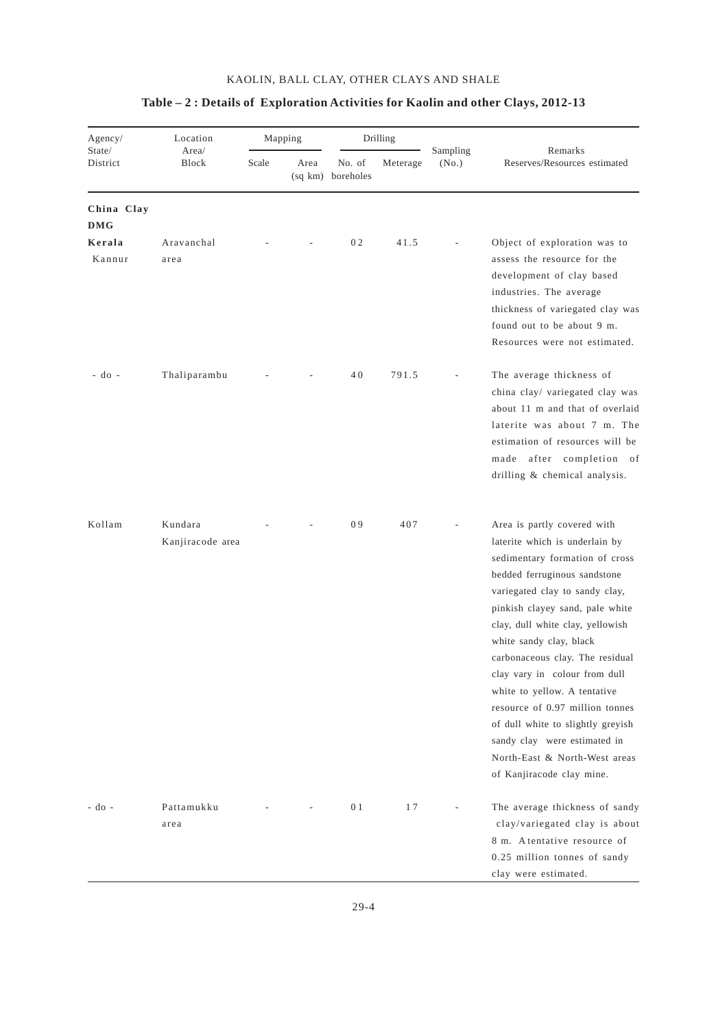### Table – 2 : Details of Exploration Activities for Kaolin and other Clays, 2012-13

| Agency/ State/ District | Location Area/ Block | Mapping | | Drilling | | Sampling (No.) | Remarks Reserves/Resources estimated |
|---|---|---|---|---|---|---|---|
| | | Scale | Area (sq km) | No. of boreholes | Meterage | | |
| **China Clay** | | | | | | | |
| **DMG** | | | | | | | |
| **Kerala** Kannur | Aravanchal area | - | - | 02 | 41.5 | - | Object of exploration was to assess the resource for the development of clay based industries. The average thickness of variegated clay was found out to be about 9 m. Resources were not estimated. |
| - do - | Thaliparambu | - | - | 40 | 791.5 | - | The average thickness of china clay/ variegated clay was about 11 m and that of overlaid laterite was about 7 m. The estimation of resources will be made after completion of drilling & chemical analysis. |
| Kollam | Kundara Kanjiracode area | - | - | 09 | 407 | - | Area is partly covered with laterite which is underlain by sedimentary formation of cross bedded ferruginous sandstone variegated clay to sandy clay, pinkish clayey sand, pale white clay, dull white clay, yellowish white sandy clay, black carbonaceous clay. The residual clay vary in colour from dull white to yellow. A tentative resource of 0.97 million tonnes of dull white to slightly greyish sandy clay were estimated in North-East & North-West areas of Kanjiracode clay mine. |
| - do - | Pattamukku area | - | - | 01 | 17 | - | The average thickness of sandy clay/variegated clay is about 8 m. A tentative resource of 0.25 million tonnes of sandy clay were estimated. |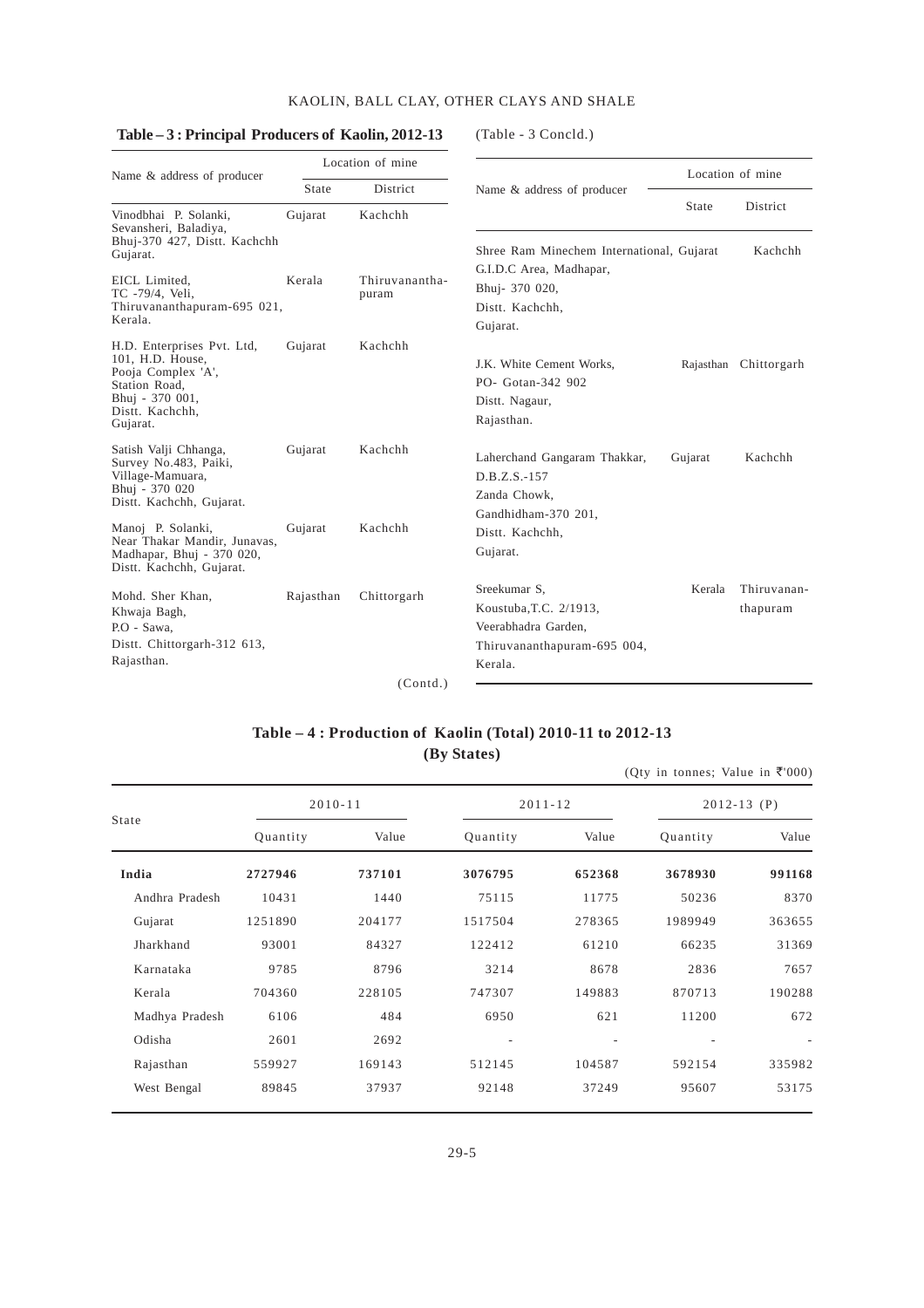**Table – 3 : Principal Producers of Kaolin, 2012-13**

| Name & address of producer | Location of mine | |
|---|---|---|
| | State | District |
| Vinodbhai P. Solanki, Sevansheri, Baladiya, Bhuj-370 427, Distt. Kachchh Gujarat. | Gujarat | Kachchh |
| EICL Limited, TC -79/4, Veli, Thiruvananthapuram-695 021, Kerala. | Kerala | Thiruvananthapuram |
| H.D. Enterprises Pvt. Ltd, 101, H.D. House, Pooja Complex 'A', Station Road, Bhuj - 370 001, Distt. Kachchh, Gujarat. | Gujarat | Kachchh |
| Satish Valji Chhanga, Survey No.483, Paiki, Village-Mamuara, Bhuj - 370 020 Distt. Kachchh, Gujarat. | Gujarat | Kachchh |
| Manoj P. Solanki, Near Thakar Mandir, Junavas, Madhapar, Bhuj - 370 020, Distt. Kachchh, Gujarat. | Gujarat | Kachchh |
| Mohd. Sher Khan, Khwaja Bagh, P.O - Sawa, Distt. Chittorgarh-312 613, Rajasthan. | Rajasthan | Chittorgarh |
| Shree Ram Minechem International, G.I.D.C Area, Madhapar, Bhuj- 370 020, Distt. Kachchh, Gujarat. | Gujarat | Kachchh |
| J.K. White Cement Works, PO- Gotan-342 902 Distt. Nagaur, Rajasthan. | Rajasthan | Chittorgarh |
| Laherchand Gangaram Thakkar, D.B.Z.S.-157 Zanda Chowk, Gandhidham-370 201, Distt. Kachchh, Gujarat. | Gujarat | Kachchh |
| Sreekumar S, Koustuba,T.C. 2/1913, Veerabhadra Garden, Thiruvananthapuram-695 004, Kerala. | Kerala | Thiruvananthapuram |

**Table – 4 : Production of Kaolin (Total) 2010-11 to 2012-13 (By States)**

(Qty in tonnes; Value in ₹'000)

| State | 2010-11 | | 2011-12 | | 2012-13 (P) | |
|---|---|---|---|---|---|---|
| | Quantity | Value | Quantity | Value | Quantity | Value |
| **India** | **2727946** | **737101** | **3076795** | **652368** | **3678930** | **991168** |
| Andhra Pradesh | 10431 | 1440 | 75115 | 11775 | 50236 | 8370 |
| Gujarat | 1251890 | 204177 | 1517504 | 278365 | 1989949 | 363655 |
| Jharkhand | 93001 | 84327 | 122412 | 61210 | 66235 | 31369 |
| Karnataka | 9785 | 8796 | 3214 | 8678 | 2836 | 7657 |
| Kerala | 704360 | 228105 | 747307 | 149883 | 870713 | 190288 |
| Madhya Pradesh | 6106 | 484 | 6950 | 621 | 11200 | 672 |
| Odisha | 2601 | 2692 | - | - | - | - |
| Rajasthan | 559927 | 169143 | 512145 | 104587 | 592154 | 335982 |
| West Bengal | 89845 | 37937 | 92148 | 37249 | 95607 | 53175 |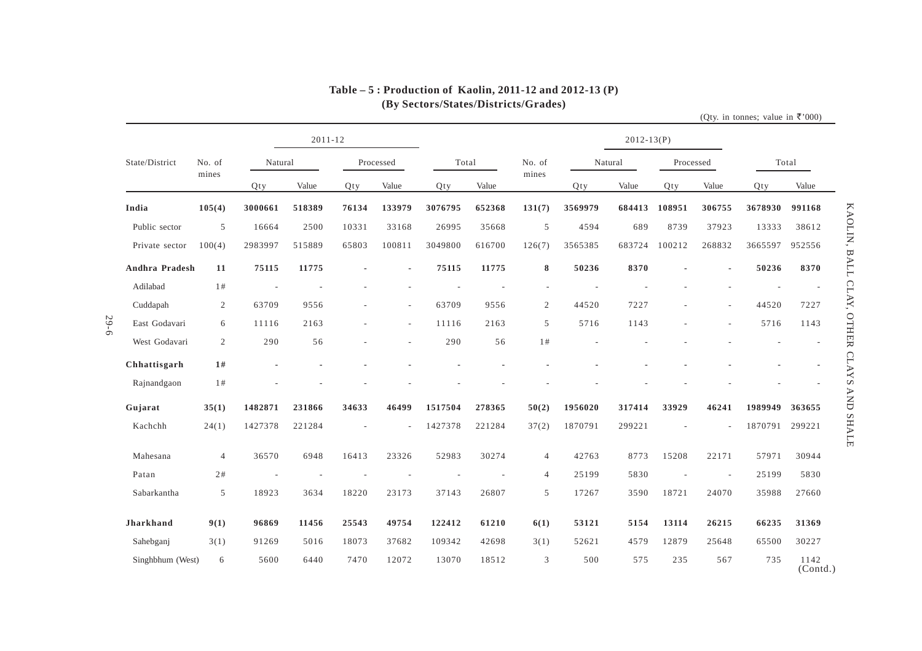## Table – 5 : Production of Kaolin, 2011-12 and 2012-13 (P)
### (By Sectors/States/Districts/Grades)

(Qty. in tonnes; value in ₹'000)

| State/District | 2011-12 | | | | | | | 2012-13(P) | | | | | | |
|---|---|---|---|---|---|---|---|---|---|---|---|---|---|---|
| | No. of mines | Natural | | Processed | | Total | | No. of mines | Natural | | Processed | | Total | |
| | | Qty | Value | Qty | Value | Qty | Value | | Qty | Value | Qty | Value | Qty | Value |
| **India** | **105(4)** | **3000661** | **518389** | **76134** | **133979** | **3076795** | **652368** | **131(7)** | **3569979** | **684413** | **108951** | **306755** | **3678930** | **991168** |
| Public sector | 5 | 16664 | 2500 | 10331 | 33168 | 26995 | 35668 | 5 | 4594 | 689 | 8739 | 37923 | 13333 | 38612 |
| Private sector | 100(4) | 2983997 | 515889 | 65803 | 100811 | 3049800 | 616700 | 126(7) | 3565385 | 683724 | 100212 | 268832 | 3665597 | 952556 |
| **Andhra Pradesh** | **11** | **75115** | **11775** | **-** | **-** | **75115** | **11775** | **8** | **50236** | **8370** | **-** | **-** | **50236** | **8370** |
| Adilabad | 1# | - | - | - | - | - | - | - | - | - | - | - | - | - |
| Cuddapah | 2 | 63709 | 9556 | - | - | 63709 | 9556 | 2 | 44520 | 7227 | - | - | 44520 | 7227 |
| East Godavari | 6 | 11116 | 2163 | - | - | 11116 | 2163 | 5 | 5716 | 1143 | - | - | 5716 | 1143 |
| West Godavari | 2 | 290 | 56 | - | - | 290 | 56 | 1# | - | - | - | - | - | - |
| **Chhattisgarh** | **1#** | **-** | **-** | **-** | **-** | **-** | **-** | **-** | **-** | **-** | **-** | **-** | **-** | **-** |
| Rajnandgaon | 1# | - | - | - | - | - | - | - | - | - | - | - | - | - |
| **Gujarat** | **35(1)** | **1482871** | **231866** | **34633** | **46499** | **1517504** | **278365** | **50(2)** | **1956020** | **317414** | **33929** | **46241** | **1989949** | **363655** |
| Kachchh | 24(1) | 1427378 | 221284 | - | - | 1427378 | 221284 | 37(2) | 1870791 | 299221 | - | - | 1870791 | 299221 |
| Mahesana | 4 | 36570 | 6948 | 16413 | 23326 | 52983 | 30274 | 4 | 42763 | 8773 | 15208 | 22171 | 57971 | 30944 |
| Patan | 2# | - | - | - | - | - | - | 4 | 25199 | 5830 | - | - | 25199 | 5830 |
| Sabarkantha | 5 | 18923 | 3634 | 18220 | 23173 | 37143 | 26807 | 5 | 17267 | 3590 | 18721 | 24070 | 35988 | 27660 |
| **Jharkhand** | **9(1)** | **96869** | **11456** | **25543** | **49754** | **122412** | **61210** | **6(1)** | **53121** | **5154** | **13114** | **26215** | **66235** | **31369** |
| Sahebganj | 3(1) | 91269 | 5016 | 18073 | 37682 | 109342 | 42698 | 3(1) | 52621 | 4579 | 12879 | 25648 | 65500 | 30227 |
| Singhbhum (West) | 6 | 5600 | 6440 | 7470 | 12072 | 13070 | 18512 | 3 | 500 | 575 | 235 | 567 | 735 | 1142 |

(Contd.)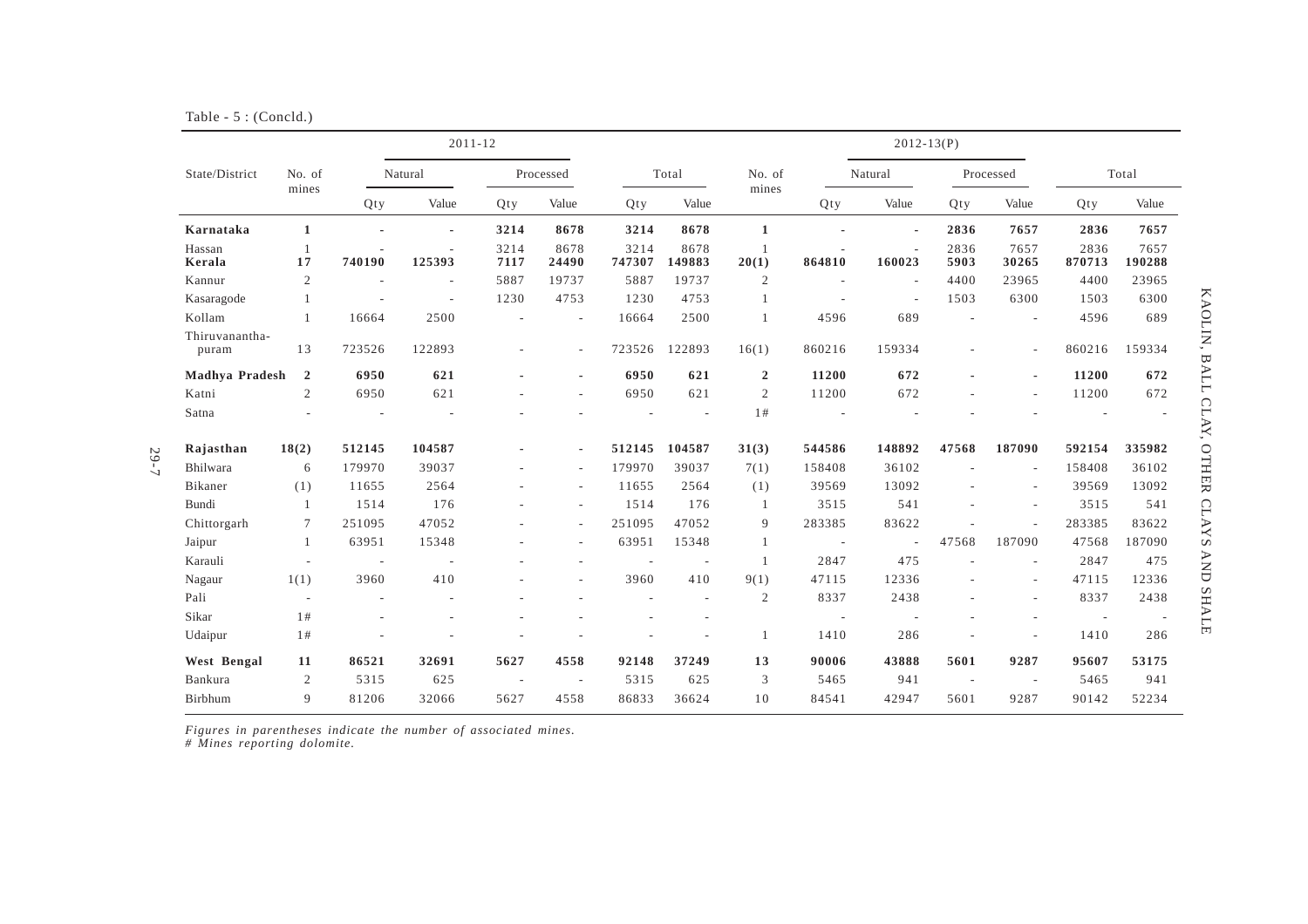Table - 5 : (Concld.)

| State/District | 2011-12 | | | | | | | 2012-13(P) | | | | | | |
|---|---|---|---|---|---|---|---|---|---|---|---|---|---|---|
| | No. of mines | Natural | | Processed | | Total | | No. of mines | Natural | | Processed | | Total | |
| | | Qty | Value | Qty | Value | Qty | Value | | Qty | Value | Qty | Value | Qty | Value |
| **Karnataka** | **1** | **-** | **-** | **3214** | **8678** | **3214** | **8678** | **1** | **-** | **-** | **2836** | **7657** | **2836** | **7657** |
| Hassan | 1 | - | - | 3214 | 8678 | 3214 | 8678 | 1 | - | - | 2836 | 7657 | 2836 | 7657 |
| **Kerala** | **17** | **740190** | **125393** | **7117** | **24490** | **747307** | **149883** | **20(1)** | **864810** | **160023** | **5903** | **30265** | **870713** | **190288** |
| Kannur | 2 | - | - | 5887 | 19737 | 5887 | 19737 | 2 | - | - | 4400 | 23965 | 4400 | 23965 |
| Kasaragode | 1 | - | - | 1230 | 4753 | 1230 | 4753 | 1 | - | - | 1503 | 6300 | 1503 | 6300 |
| Kollam | 1 | 16664 | 2500 | - | - | 16664 | 2500 | 1 | 4596 | 689 | - | - | 4596 | 689 |
| Thiruvananthapuram | 13 | 723526 | 122893 | - | - | 723526 | 122893 | 16(1) | 860216 | 159334 | - | - | 860216 | 159334 |
| **Madhya Pradesh** | **2** | **6950** | **621** | **-** | **-** | **6950** | **621** | **2** | **11200** | **672** | **-** | **-** | **11200** | **672** |
| Katni | 2 | 6950 | 621 | - | - | 6950 | 621 | 2 | 11200 | 672 | - | - | 11200 | 672 |
| Satna | - | - | - | - | - | - | - | 1# | - | - | - | - | - | - |
| **Rajasthan** | **18(2)** | **512145** | **104587** | **-** | **-** | **512145** | **104587** | **31(3)** | **544586** | **148892** | **47568** | **187090** | **592154** | **335982** |
| Bhilwara | 6 | 179970 | 39037 | - | - | 179970 | 39037 | 7(1) | 158408 | 36102 | - | - | 158408 | 36102 |
| Bikaner | (1) | 11655 | 2564 | - | - | 11655 | 2564 | (1) | 39569 | 13092 | - | - | 39569 | 13092 |
| Bundi | 1 | 1514 | 176 | - | - | 1514 | 176 | 1 | 3515 | 541 | - | - | 3515 | 541 |
| Chittorgarh | 7 | 251095 | 47052 | - | - | 251095 | 47052 | 9 | 283385 | 83622 | - | - | 283385 | 83622 |
| Jaipur | 1 | 63951 | 15348 | - | - | 63951 | 15348 | 1 | - | - | 47568 | 187090 | 47568 | 187090 |
| Karauli | - | - | - | - | - | - | - | 1 | 2847 | 475 | - | - | 2847 | 475 |
| Nagaur | 1(1) | 3960 | 410 | - | - | 3960 | 410 | 9(1) | 47115 | 12336 | - | - | 47115 | 12336 |
| Pali | - | - | - | - | - | - | - | 2 | 8337 | 2438 | - | - | 8337 | 2438 |
| Sikar | 1# | - | - | - | - | - | - | | - | - | - | - | - | - |
| Udaipur | 1# | - | - | - | - | - | - | 1 | 1410 | 286 | - | - | 1410 | 286 |
| **West Bengal** | **11** | **86521** | **32691** | **5627** | **4558** | **92148** | **37249** | **13** | **90006** | **43888** | **5601** | **9287** | **95607** | **53175** |
| Bankura | 2 | 5315 | 625 | - | - | 5315 | 625 | 3 | 5465 | 941 | - | - | 5465 | 941 |
| Birbhum | 9 | 81206 | 32066 | 5627 | 4558 | 86833 | 36624 | 10 | 84541 | 42947 | 5601 | 9287 | 90142 | 52234 |

*Figures in parentheses indicate the number of associated mines.*
*# Mines reporting dolomite.*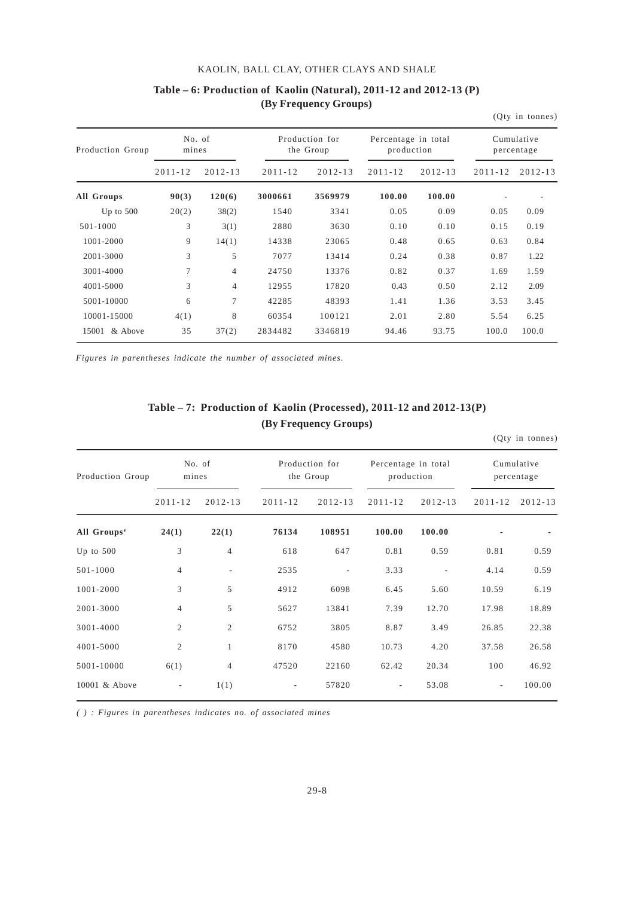**Table – 6: Production of Kaolin (Natural), 2011-12 and 2012-13 (P) (By Frequency Groups)**

(Qty in tonnes)

| Production Group | No. of mines | | Production for the Group | | Percentage in total production | | Cumulative percentage | |
|---|---|---|---|---|---|---|---|---|
| | 2011-12 | 2012-13 | 2011-12 | 2012-13 | 2011-12 | 2012-13 | 2011-12 | 2012-13 |
| **All Groups** | **90(3)** | **120(6)** | **3000661** | **3569979** | **100.00** | **100.00** | - | - |
| Up to 500 | 20(2) | 38(2) | 1540 | 3341 | 0.05 | 0.09 | 0.05 | 0.09 |
| 501-1000 | 3 | 3(1) | 2880 | 3630 | 0.10 | 0.10 | 0.15 | 0.19 |
| 1001-2000 | 9 | 14(1) | 14338 | 23065 | 0.48 | 0.65 | 0.63 | 0.84 |
| 2001-3000 | 3 | 5 | 7077 | 13414 | 0.24 | 0.38 | 0.87 | 1.22 |
| 3001-4000 | 7 | 4 | 24750 | 13376 | 0.82 | 0.37 | 1.69 | 1.59 |
| 4001-5000 | 3 | 4 | 12955 | 17820 | 0.43 | 0.50 | 2.12 | 2.09 |
| 5001-10000 | 6 | 7 | 42285 | 48393 | 1.41 | 1.36 | 3.53 | 3.45 |
| 10001-15000 | 4(1) | 8 | 60354 | 100121 | 2.01 | 2.80 | 5.54 | 6.25 |
| 15001 & Above | 35 | 37(2) | 2834482 | 3346819 | 94.46 | 93.75 | 100.0 | 100.0 |

*Figures in parentheses indicate the number of associated mines.*

**Table – 7: Production of Kaolin (Processed), 2011-12 and 2012-13(P) (By Frequency Groups)**

(Qty in tonnes)

| Production Group | No. of mines | | Production for the Group | | Percentage in total production | | Cumulative percentage | |
|---|---|---|---|---|---|---|---|---|
| | 2011-12 | 2012-13 | 2011-12 | 2012-13 | 2011-12 | 2012-13 | 2011-12 | 2012-13 |
| **All Groups'** | **24(1)** | **22(1)** | **76134** | **108951** | **100.00** | **100.00** | - | - |
| Up to 500 | 3 | 4 | 618 | 647 | 0.81 | 0.59 | 0.81 | 0.59 |
| 501-1000 | 4 | - | 2535 | - | 3.33 | - | 4.14 | 0.59 |
| 1001-2000 | 3 | 5 | 4912 | 6098 | 6.45 | 5.60 | 10.59 | 6.19 |
| 2001-3000 | 4 | 5 | 5627 | 13841 | 7.39 | 12.70 | 17.98 | 18.89 |
| 3001-4000 | 2 | 2 | 6752 | 3805 | 8.87 | 3.49 | 26.85 | 22.38 |
| 4001-5000 | 2 | 1 | 8170 | 4580 | 10.73 | 4.20 | 37.58 | 26.58 |
| 5001-10000 | 6(1) | 4 | 47520 | 22160 | 62.42 | 20.34 | 100 | 46.92 |
| 10001 & Above | - | 1(1) | - | 57820 | - | 53.08 | - | 100.00 |

*( ) : Figures in parentheses indicates no. of associated mines*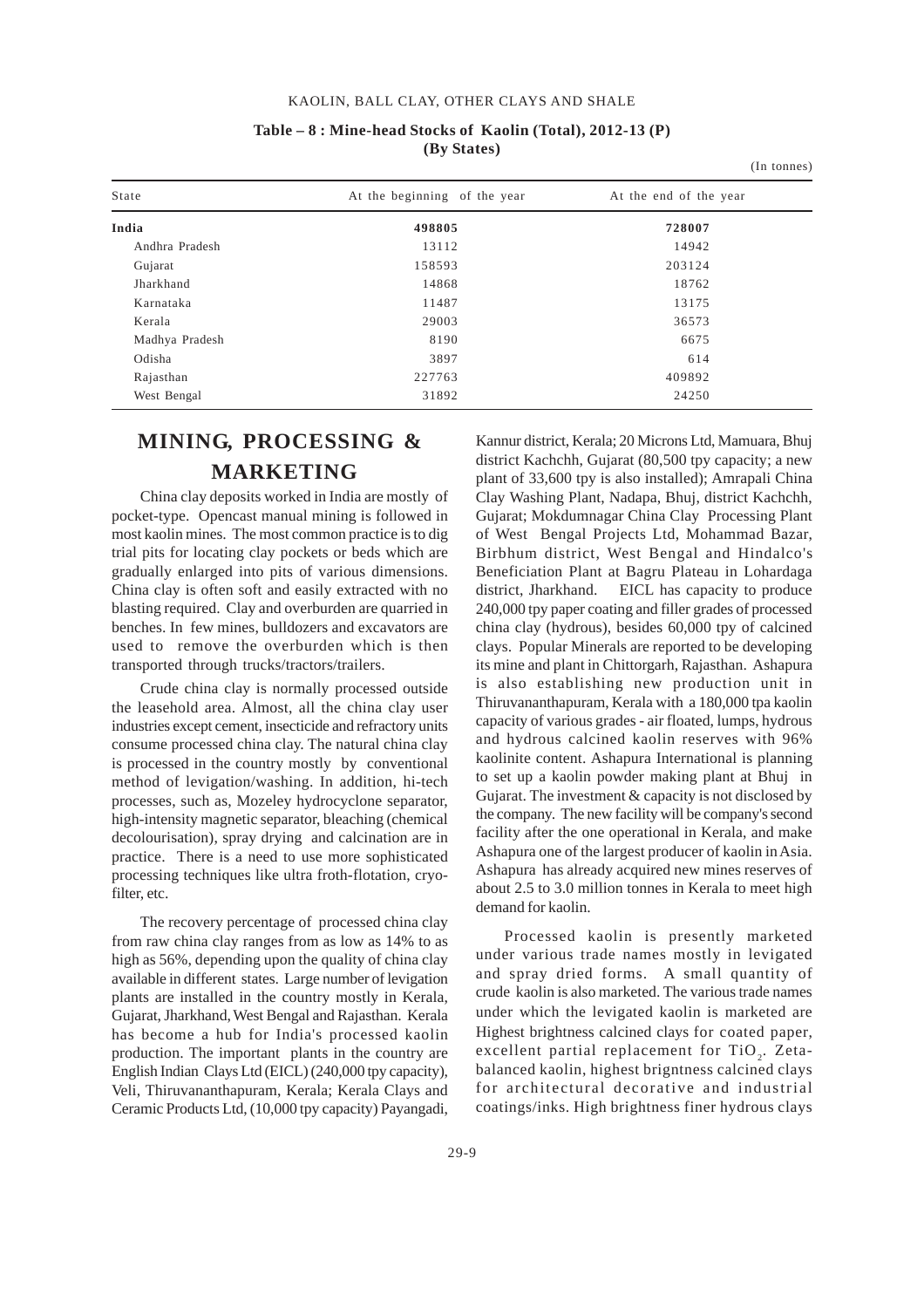**Table – 8 : Mine-head Stocks of Kaolin (Total), 2012-13 (P)**
**(By States)**

(In tonnes)

| State | At the beginning of the year | At the end of the year |
|---|---|---|
| **India** | **498805** | **728007** |
| Andhra Pradesh | 13112 | 14942 |
| Gujarat | 158593 | 203124 |
| Jharkhand | 14868 | 18762 |
| Karnataka | 11487 | 13175 |
| Kerala | 29003 | 36573 |
| Madhya Pradesh | 8190 | 6675 |
| Odisha | 3897 | 614 |
| Rajasthan | 227763 | 409892 |
| West Bengal | 31892 | 24250 |

# MINING, PROCESSING & MARKETING

China clay deposits worked in India are mostly of pocket-type. Opencast manual mining is followed in most kaolin mines. The most common practice is to dig trial pits for locating clay pockets or beds which are gradually enlarged into pits of various dimensions. China clay is often soft and easily extracted with no blasting required. Clay and overburden are quarried in benches. In few mines, bulldozers and excavators are used to remove the overburden which is then transported through trucks/tractors/trailers.

Crude china clay is normally processed outside the leasehold area. Almost, all the china clay user industries except cement, insecticide and refractory units consume processed china clay. The natural china clay is processed in the country mostly by conventional method of levigation/washing. In addition, hi-tech processes, such as, Mozeley hydrocyclone separator, high-intensity magnetic separator, bleaching (chemical decolourisation), spray drying and calcination are in practice. There is a need to use more sophisticated processing techniques like ultra froth-flotation, cryo-filter, etc.

The recovery percentage of processed china clay from raw china clay ranges from as low as 14% to as high as 56%, depending upon the quality of china clay available in different states. Large number of levigation plants are installed in the country mostly in Kerala, Gujarat, Jharkhand, West Bengal and Rajasthan. Kerala has become a hub for India's processed kaolin production. The important plants in the country are English Indian Clays Ltd (EICL) (240,000 tpy capacity), Veli, Thiruvananthapuram, Kerala; Kerala Clays and Ceramic Products Ltd, (10,000 tpy capacity) Payangadi, Kannur district, Kerala; 20 Microns Ltd, Mamuara, Bhuj district Kachchh, Gujarat (80,500 tpy capacity; a new plant of 33,600 tpy is also installed); Amrapali China Clay Washing Plant, Nadapa, Bhuj, district Kachchh, Gujarat; Mokdumnagar China Clay Processing Plant of West Bengal Projects Ltd, Mohammad Bazar, Birbhum district, West Bengal and Hindalco's Beneficiation Plant at Bagru Plateau in Lohardaga district, Jharkhand. EICL has capacity to produce 240,000 tpy paper coating and filler grades of processed china clay (hydrous), besides 60,000 tpy of calcined clays. Popular Minerals are reported to be developing its mine and plant in Chittorgarh, Rajasthan. Ashapura is also establishing new production unit in Thiruvananthapuram, Kerala with a 180,000 tpa kaolin capacity of various grades - air floated, lumps, hydrous and hydrous calcined kaolin reserves with 96% kaolinite content. Ashapura International is planning to set up a kaolin powder making plant at Bhuj in Gujarat. The investment & capacity is not disclosed by the company. The new facility will be company's second facility after the one operational in Kerala, and make Ashapura one of the largest producer of kaolin in Asia. Ashapura has already acquired new mines reserves of about 2.5 to 3.0 million tonnes in Kerala to meet high demand for kaolin.

Processed kaolin is presently marketed under various trade names mostly in levigated and spray dried forms. A small quantity of crude kaolin is also marketed. The various trade names under which the levigated kaolin is marketed are Highest brightness calcined clays for coated paper, excellent partial replacement for $TiO_2$. Zeta-balanced kaolin, highest brigntness calcined clays for architectural decorative and industrial coatings/inks. High brightness finer hydrous clays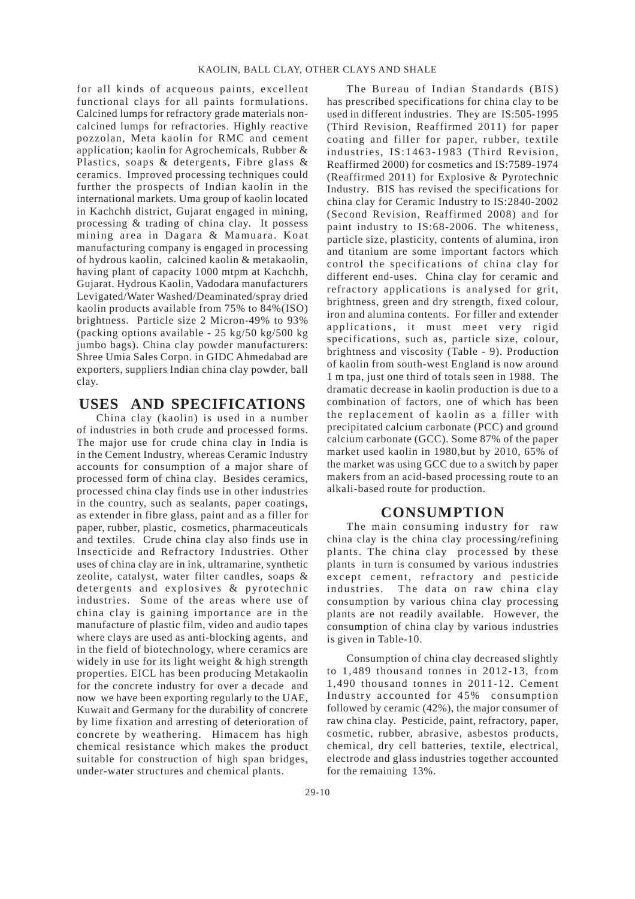for all kinds of acqueous paints, excellent functional clays for all paints formulations. Calcined lumps for refractory grade materials non-calcined lumps for refractories. Highly reactive pozzolan, Meta kaolin for RMC and cement application; kaolin for Agrochemicals, Rubber & Plastics, soaps & detergents, Fibre glass & ceramics. Improved processing techniques could further the prospects of Indian kaolin in the international markets. Uma group of kaolin located in Kachchh district, Gujarat engaged in mining, processing & trading of china clay. It possess mining area in Dagara & Mamuara. Koat manufacturing company is engaged in processing of hydrous kaolin, calcined kaolin & metakaolin, having plant of capacity 1000 mtpm at Kachchh, Gujarat. Hydrous Kaolin, Vadodara manufacturers Levigated/Water Washed/Deaminated/spray dried kaolin products available from 75% to 84%(ISO) brightness. Particle size 2 Micron-49% to 93% (packing options available - 25 kg/50 kg/500 kg jumbo bags). China clay powder manufacturers: Shree Umia Sales Corpn. in GIDC Ahmedabad are exporters, suppliers Indian china clay powder, ball clay.

## USES AND SPECIFICATIONS

China clay (kaolin) is used in a number of industries in both crude and processed forms. The major use for crude china clay in India is in the Cement Industry, whereas Ceramic Industry accounts for consumption of a major share of processed form of china clay. Besides ceramics, processed china clay finds use in other industries in the country, such as sealants, paper coatings, as extender in fibre glass, paint and as a filler for paper, rubber, plastic, cosmetics, pharmaceuticals and textiles. Crude china clay also finds use in Insecticide and Refractory Industries. Other uses of china clay are in ink, ultramarine, synthetic zeolite, catalyst, water filter candles, soaps & detergents and explosives & pyrotechnic industries. Some of the areas where use of china clay is gaining importance are in the manufacture of plastic film, video and audio tapes where clays are used as anti-blocking agents, and in the field of biotechnology, where ceramics are widely in use for its light weight & high strength properties. EICL has been producing Metakaolin for the concrete industry for over a decade and now we have been exporting regularly to the UAE, Kuwait and Germany for the durability of concrete by lime fixation and arresting of deterioration of concrete by weathering. Himacem has high chemical resistance which makes the product suitable for construction of high span bridges, under-water structures and chemical plants.

The Bureau of Indian Standards (BIS) has prescribed specifications for china clay to be used in different industries. They are IS:505-1995 (Third Revision, Reaffirmed 2011) for paper coating and filler for paper, rubber, textile industries, IS:1463-1983 (Third Revision, Reaffirmed 2000) for cosmetics and IS:7589-1974 (Reaffirmed 2011) for Explosive & Pyrotechnic Industry. BIS has revised the specifications for china clay for Ceramic Industry to IS:2840-2002 (Second Revision, Reaffirmed 2008) and for paint industry to IS:68-2006. The whiteness, particle size, plasticity, contents of alumina, iron and titanium are some important factors which control the specifications of china clay for different end-uses. China clay for ceramic and refractory applications is analysed for grit, brightness, green and dry strength, fixed colour, iron and alumina contents. For filler and extender applications, it must meet very rigid specifications, such as, particle size, colour, brightness and viscosity (Table - 9). Production of kaolin from south-west England is now around 1 m tpa, just one third of totals seen in 1988. The dramatic decrease in kaolin production is due to a combination of factors, one of which has been the replacement of kaolin as a filler with precipitated calcium carbonate (PCC) and ground calcium carbonate (GCC). Some 87% of the paper market used kaolin in 1980,but by 2010, 65% of the market was using GCC due to a switch by paper makers from an acid-based processing route to an alkali-based route for production.

## CONSUMPTION

The main consuming industry for raw china clay is the china clay processing/refining plants. The china clay processed by these plants in turn is consumed by various industries except cement, refractory and pesticide industries. The data on raw china clay consumption by various china clay processing plants are not readily available. However, the consumption of china clay by various industries is given in Table-10.

Consumption of china clay decreased slightly to 1,489 thousand tonnes in 2012-13, from 1,490 thousand tonnes in 2011-12. Cement Industry accounted for 45% consumption followed by ceramic (42%), the major consumer of raw china clay. Pesticide, paint, refractory, paper, cosmetic, rubber, abrasive, asbestos products, chemical, dry cell batteries, textile, electrical, electrode and glass industries together accounted for the remaining 13%.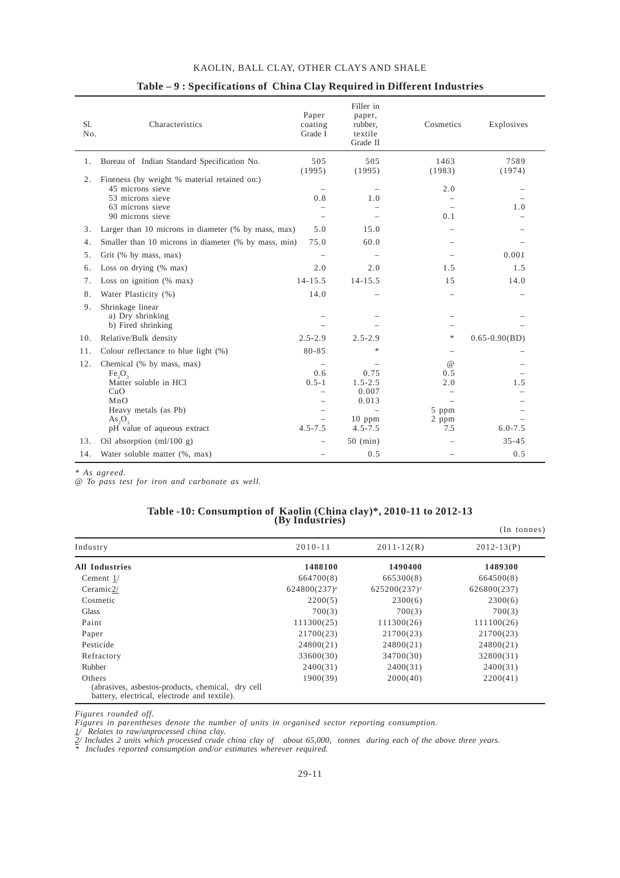## Table – 9 : Specifications of China Clay Required in Different Industries

| Sl. No. | Characteristics | Paper coating Grade I | Filler in paper, rubber, textile Grade II | Cosmetics | Explosives |
|---|---|---|---|---|---|
| 1. | Bureau of Indian Standard Specification No. | 505 (1995) | 505 (1995) | 1463 (1983) | 7589 (1974) |
| 2. | Fineness (by weight % material retained on:) | | | | |
| | 45 microns sieve | – | – | 2.0 | – |
| | 53 microns sieve | 0.8 | 1.0 | – | – |
| | 63 microns sieve | – | – | – | 1.0 |
| | 90 microns sieve | – | – | 0.1 | – |
| 3. | Larger than 10 microns in diameter (% by mass, max) | 5.0 | 15.0 | – | – |
| 4. | Smaller than 10 microns in diameter (% by mass, min) | 75.0 | 60.0 | – | – |
| 5. | Grit (% by mass, max) | – | – | – | 0.001 |
| 6. | Loss on drying (% max) | 2.0 | 2.0 | 1.5 | 1.5 |
| 7. | Loss on ignition (% max) | 14-15.5 | 14-15.5 | 15 | 14.0 |
| 8. | Water Plasticity (%) | 14.0 | – | – | – |
| 9. | Shrinkage linear | | | | |
| | a) Dry shrinking | – | – | – | – |
| | b) Fired shrinking | – | – | – | – |
| 10. | Relative/Bulk density | 2.5-2.9 | 2.5-2.9 | * | 0.65-0.90(BD) |
| 11. | Colour reflectance to blue light (%) | 80-85 | * | – | – |
| 12. | Chemical (% by mass, max) | – | – | @ | – |
| | $Fe_2O_3$ | 0.6 | 0.75 | 0.5 | – |
| | Matter soluble in HCl | 0.5-1 | 1.5-2.5 | 2.0 | 1.5 |
| | CuO | – | 0.007 | – | – |
| | MnO | – | 0.013 | – | – |
| | Heavy metals (as Pb) | – | – | 5 ppm | – |
| | $As_2O_3$ | – | 10 ppm | 2 ppm | – |
| | pH value of aqueous extract | 4.5-7.5 | 4.5-7.5 | 7.5 | 6.0-7.5 |
| 13. | Oil absorption (ml/100 g) | – | 50 (min) | – | 35-45 |
| 14. | Water soluble matter (%, max) | – | 0.5 | – | 0.5 |

*\* As agreed.*
*@ To pass test for iron and carbonate as well.*

## Table -10: Consumption of Kaolin (China clay)*, 2010-11 to 2012-13 (By Industries)

(In tonnes)

| Industry | 2010-11 | 2011-12(R) | 2012-13(P) |
|---|---|---|---|
| **All Industries** | **1488100** | **1490400** | **1489300** |
| Cement 1/ | 664700(8) | 665300(8) | 664500(8) |
| Ceramic2/ | 624800(237)[e] | 625200(237)[e] | 626800(237) |
| Cosmetic | 2200(5) | 2300(6) | 2300(6) |
| Glass | 700(3) | 700(3) | 700(3) |
| Paint | 111300(25) | 111300(26) | 111100(26) |
| Paper | 21700(23) | 21700(23) | 21700(23) |
| Pesticide | 24800(21) | 24800(21) | 24800(21) |
| Refractory | 33600(30) | 34700(30) | 32800(31) |
| Rubber | 2400(31) | 2400(31) | 2400(31) |
| Others (abrasives, asbestos-products, chemical, dry cell battery, electrical, electrode and textile). | 1900(39) | 2000(40) | 2200(41) |

*Figures rounded off.*
*Figures in parentheses denote the number of units in organised sector reporting consumption.*
*1/ Relates to raw/unprocessed china clay.*
*2/ Includes 2 units which processed crude china clay of about 65,000, tonnes during each of the above three years.*
*\* Includes reported consumption and/or estimates wherever required.*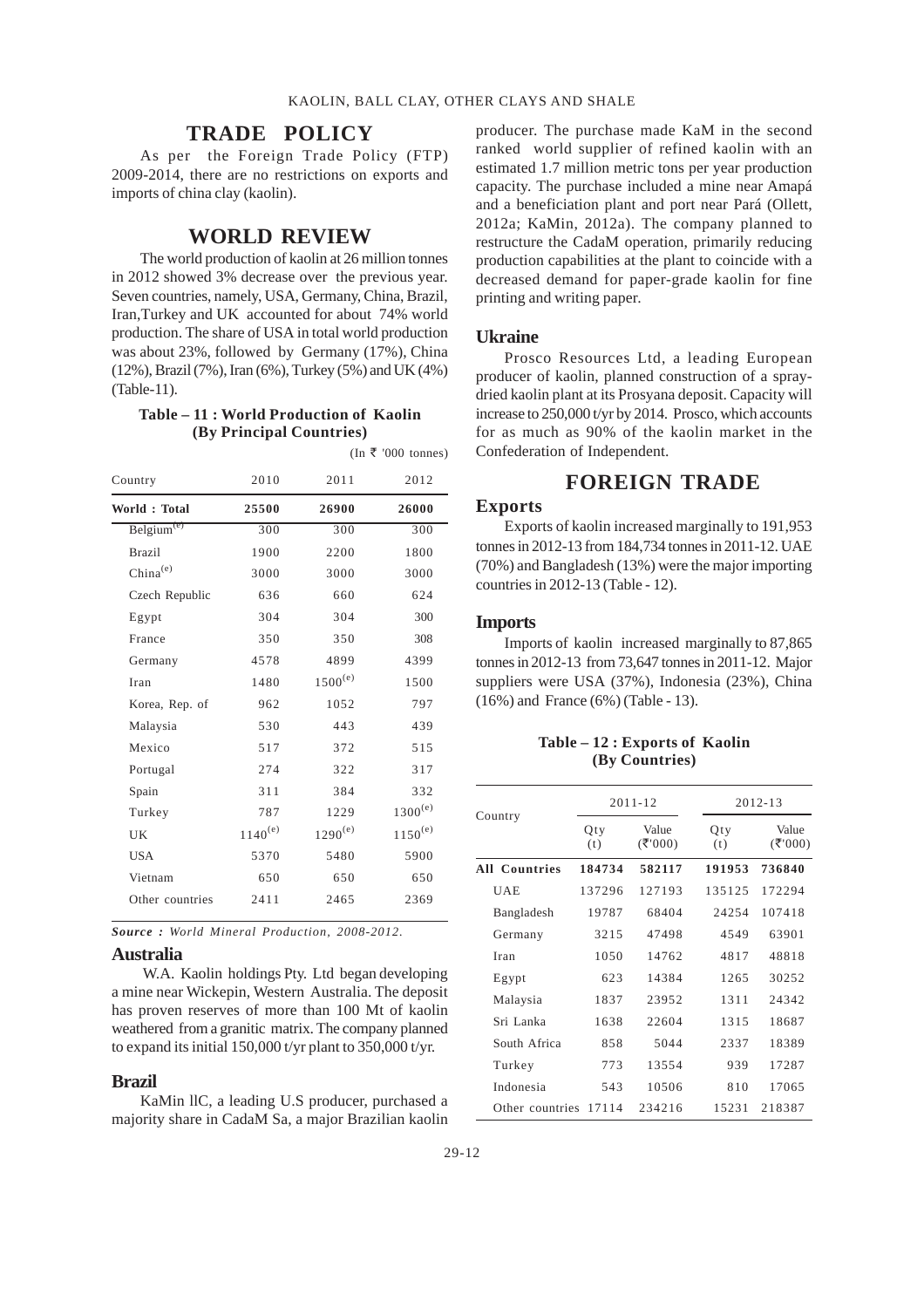## TRADE POLICY

As per the Foreign Trade Policy (FTP) 2009-2014, there are no restrictions on exports and imports of china clay (kaolin).

## WORLD REVIEW

The world production of kaolin at 26 million tonnes in 2012 showed 3% decrease over the previous year. Seven countries, namely, USA, Germany, China, Brazil, Iran,Turkey and UK accounted for about 74% world production. The share of USA in total world production was about 23%, followed by Germany (17%), China (12%), Brazil (7%), Iran (6%), Turkey (5%) and UK (4%) (Table-11).

**Table – 11 : World Production of Kaolin (By Principal Countries)**

(In ₹ '000 tonnes)

| Country | 2010 | 2011 | 2012 |
|---|---|---|---|
| **World : Total** | **25500** | **26900** | **26000** |
| Belgium[(e)] | 300 | 300 | 300 |
| Brazil | 1900 | 2200 | 1800 |
| China[(e)] | 3000 | 3000 | 3000 |
| Czech Republic | 636 | 660 | 624 |
| Egypt | 304 | 304 | 300 |
| France | 350 | 350 | 308 |
| Germany | 4578 | 4899 | 4399 |
| Iran | 1480 | 1500[(e)] | 1500 |
| Korea, Rep. of | 962 | 1052 | 797 |
| Malaysia | 530 | 443 | 439 |
| Mexico | 517 | 372 | 515 |
| Portugal | 274 | 322 | 317 |
| Spain | 311 | 384 | 332 |
| Turkey | 787 | 1229 | 1300[(e)] |
| UK | 1140[(e)] | 1290[(e)] | 1150[(e)] |
| USA | 5370 | 5480 | 5900 |
| Vietnam | 650 | 650 | 650 |
| Other countries | 2411 | 2465 | 2369 |

***Source :** World Mineral Production, 2008-2012.*

### Australia

W.A. Kaolin holdings Pty. Ltd began developing a mine near Wickepin, Western Australia. The deposit has proven reserves of more than 100 Mt of kaolin weathered from a granitic matrix. The company planned to expand its initial 150,000 t/yr plant to 350,000 t/yr.

### Brazil

KaMin llC, a leading U.S producer, purchased a majority share in CadaM Sa, a major Brazilian kaolin producer. The purchase made KaM in the second ranked world supplier of refined kaolin with an estimated 1.7 million metric tons per year production capacity. The purchase included a mine near Amapá and a beneficiation plant and port near Pará (Ollett, 2012a; KaMin, 2012a). The company planned to restructure the CadaM operation, primarily reducing production capabilities at the plant to coincide with a decreased demand for paper-grade kaolin for fine printing and writing paper.

### Ukraine

Prosco Resources Ltd, a leading European producer of kaolin, planned construction of a spray-dried kaolin plant at its Prosyana deposit. Capacity will increase to 250,000 t/yr by 2014. Prosco, which accounts for as much as 90% of the kaolin market in the Confederation of Independent.

## FOREIGN TRADE

### Exports

Exports of kaolin increased marginally to 191,953 tonnes in 2012-13 from 184,734 tonnes in 2011-12. UAE (70%) and Bangladesh (13%) were the major importing countries in 2012-13 (Table - 12).

### Imports

Imports of kaolin increased marginally to 87,865 tonnes in 2012-13 from 73,647 tonnes in 2011-12. Major suppliers were USA (37%), Indonesia (23%), China (16%) and France (6%) (Table - 13).

**Table – 12 : Exports of Kaolin (By Countries)**

| Country | 2011-12 | | 2012-13 | |
|---|---|---|---|---|
| | Qty (t) | Value (₹'000) | Qty (t) | Value (₹'000) |
| **All Countries** | **184734** | **582117** | **191953** | **736840** |
| UAE | 137296 | 127193 | 135125 | 172294 |
| Bangladesh | 19787 | 68404 | 24254 | 107418 |
| Germany | 3215 | 47498 | 4549 | 63901 |
| Iran | 1050 | 14762 | 4817 | 48818 |
| Egypt | 623 | 14384 | 1265 | 30252 |
| Malaysia | 1837 | 23952 | 1311 | 24342 |
| Sri Lanka | 1638 | 22604 | 1315 | 18687 |
| South Africa | 858 | 5044 | 2337 | 18389 |
| Turkey | 773 | 13554 | 939 | 17287 |
| Indonesia | 543 | 10506 | 810 | 17065 |
| Other countries | 17114 | 234216 | 15231 | 218387 |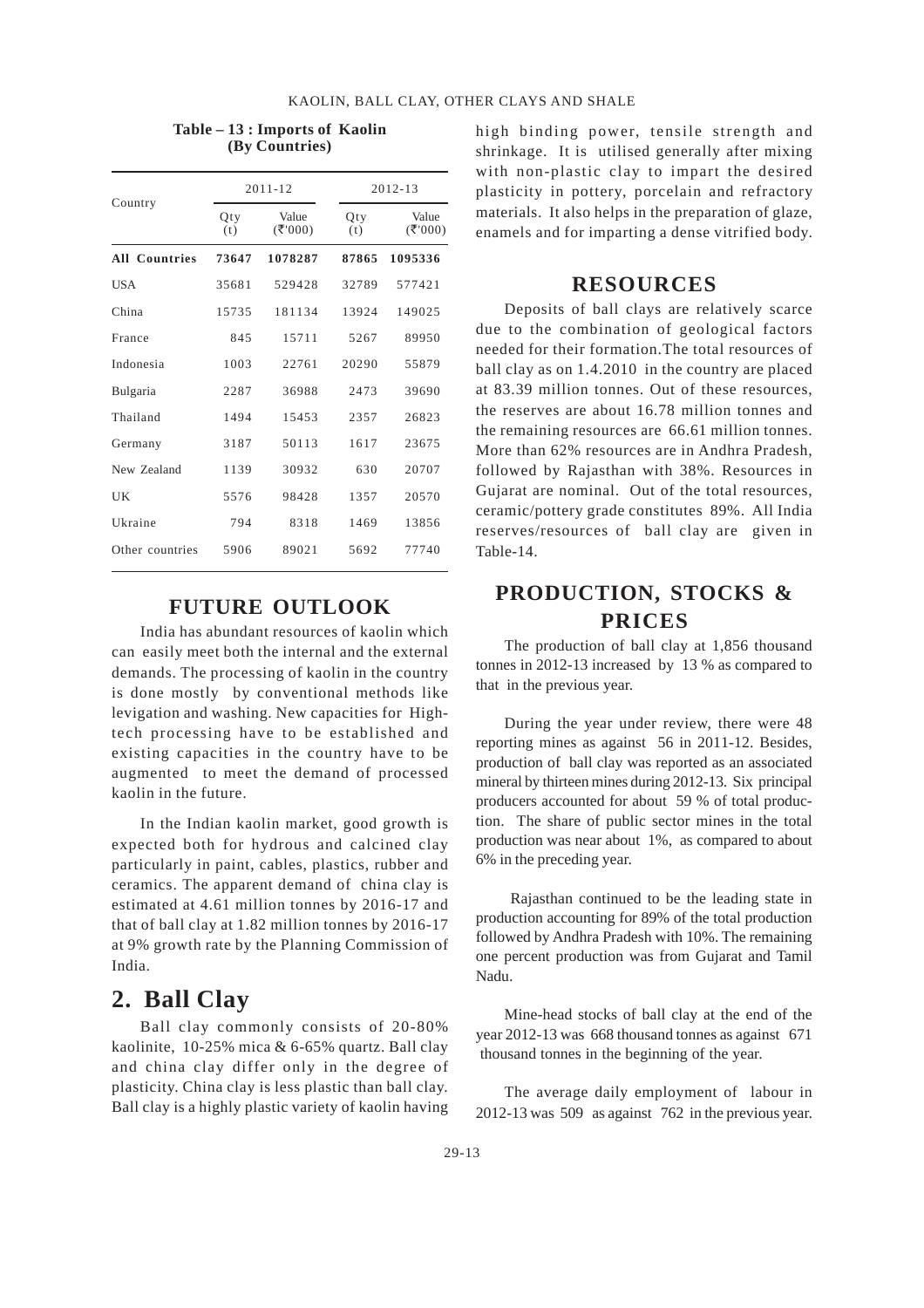**Table – 13 : Imports of Kaolin (By Countries)**

| Country | 2011-12 | | 2012-13 | |
|---|---|---|---|---|
| | Qty (t) | Value (₹'000) | Qty (t) | Value (₹'000) |
| **All Countries** | **73647** | **1078287** | **87865** | **1095336** |
| USA | 35681 | 529428 | 32789 | 577421 |
| China | 15735 | 181134 | 13924 | 149025 |
| France | 845 | 15711 | 5267 | 89950 |
| Indonesia | 1003 | 22761 | 20290 | 55879 |
| Bulgaria | 2287 | 36988 | 2473 | 39690 |
| Thailand | 1494 | 15453 | 2357 | 26823 |
| Germany | 3187 | 50113 | 1617 | 23675 |
| New Zealand | 1139 | 30932 | 630 | 20707 |
| UK | 5576 | 98428 | 1357 | 20570 |
| Ukraine | 794 | 8318 | 1469 | 13856 |
| Other countries | 5906 | 89021 | 5692 | 77740 |

## FUTURE OUTLOOK

India has abundant resources of kaolin which can easily meet both the internal and the external demands. The processing of kaolin in the country is done mostly by conventional methods like levigation and washing. New capacities for High-tech processing have to be established and existing capacities in the country have to be augmented to meet the demand of processed kaolin in the future.

In the Indian kaolin market, good growth is expected both for hydrous and calcined clay particularly in paint, cables, plastics, rubber and ceramics. The apparent demand of china clay is estimated at 4.61 million tonnes by 2016-17 and that of ball clay at 1.82 million tonnes by 2016-17 at 9% growth rate by the Planning Commission of India.

# 2. Ball Clay

Ball clay commonly consists of 20-80% kaolinite, 10-25% mica & 6-65% quartz. Ball clay and china clay differ only in the degree of plasticity. China clay is less plastic than ball clay. Ball clay is a highly plastic variety of kaolin having high binding power, tensile strength and shrinkage. It is utilised generally after mixing with non-plastic clay to impart the desired plasticity in pottery, porcelain and refractory materials. It also helps in the preparation of glaze, enamels and for imparting a dense vitrified body.

## RESOURCES

Deposits of ball clays are relatively scarce due to the combination of geological factors needed for their formation.The total resources of ball clay as on 1.4.2010 in the country are placed at 83.39 million tonnes. Out of these resources, the reserves are about 16.78 million tonnes and the remaining resources are 66.61 million tonnes. More than 62% resources are in Andhra Pradesh, followed by Rajasthan with 38%. Resources in Gujarat are nominal. Out of the total resources, ceramic/pottery grade constitutes 89%. All India reserves/resources of ball clay are given in Table-14.

## PRODUCTION, STOCKS & PRICES

The production of ball clay at 1,856 thousand tonnes in 2012-13 increased by 13 % as compared to that in the previous year.

During the year under review, there were 48 reporting mines as against 56 in 2011-12. Besides, production of ball clay was reported as an associated mineral by thirteen mines during 2012-13. Six principal producers accounted for about 59 % of total production. The share of public sector mines in the total production was near about 1%, as compared to about 6% in the preceding year.

Rajasthan continued to be the leading state in production accounting for 89% of the total production followed by Andhra Pradesh with 10%. The remaining one percent production was from Gujarat and Tamil Nadu.

Mine-head stocks of ball clay at the end of the year 2012-13 was 668 thousand tonnes as against 671 thousand tonnes in the beginning of the year.

The average daily employment of labour in 2012-13 was 509 as against 762 in the previous year.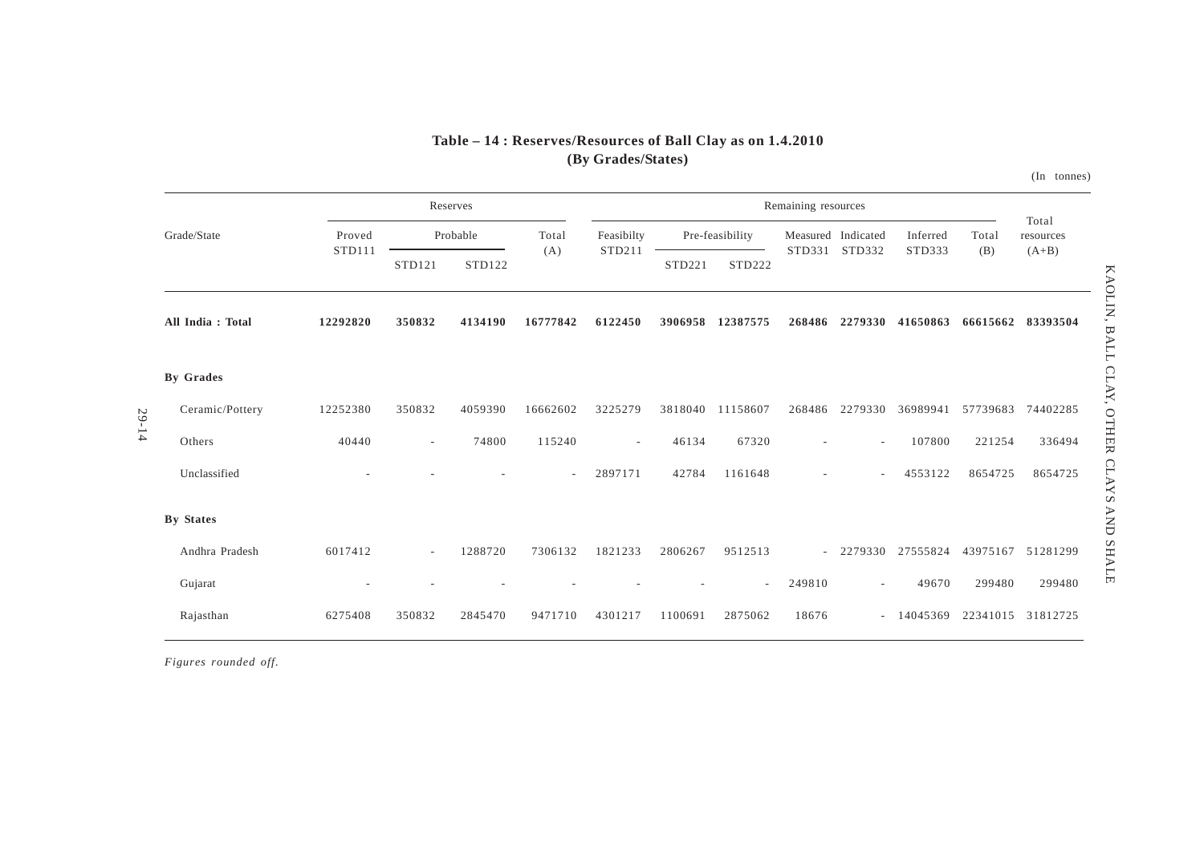**Table – 14 : Reserves/Resources of Ball Clay as on 1.4.2010**
**(By Grades/States)**

(In tonnes)

| Grade/State | Reserves | | | | Remaining resources | | | | | | | Total resources (A+B) |
|---|---|---|---|---|---|---|---|---|---|---|---|---|
| | Proved STD111 | Probable | | Total (A) | Feasibilty STD211 | Pre-feasibility | | Measured STD331 | Indicated STD332 | Inferred STD333 | Total (B) | |
| | | STD121 | STD122 | | | STD221 | STD222 | | | | | |
| **All India : Total** | **12292820** | **350832** | **4134190** | **16777842** | **6122450** | **3906958** | **12387575** | **268486** | **2279330** | **41650863** | **66615662** | **83393504** |
| **By Grades** | | | | | | | | | | | | |
| Ceramic/Pottery | 12252380 | 350832 | 4059390 | 16662602 | 3225279 | 3818040 | 11158607 | 268486 | 2279330 | 36989941 | 57739683 | 74402285 |
| Others | 40440 | - | 74800 | 115240 | - | 46134 | 67320 | - | - | 107800 | 221254 | 336494 |
| Unclassified | - | - | - | - | 2897171 | 42784 | 1161648 | - | - | 4553122 | 8654725 | 8654725 |
| **By States** | | | | | | | | | | | | |
| Andhra Pradesh | 6017412 | - | 1288720 | 7306132 | 1821233 | 2806267 | 9512513 | - | 2279330 | 27555824 | 43975167 | 51281299 |
| Gujarat | - | - | - | - | - | - | - | 249810 | - | 49670 | 299480 | 299480 |
| Rajasthan | 6275408 | 350832 | 2845470 | 9471710 | 4301217 | 1100691 | 2875062 | 18676 | - | 14045369 | 22341015 | 31812725 |

*Figures rounded off.*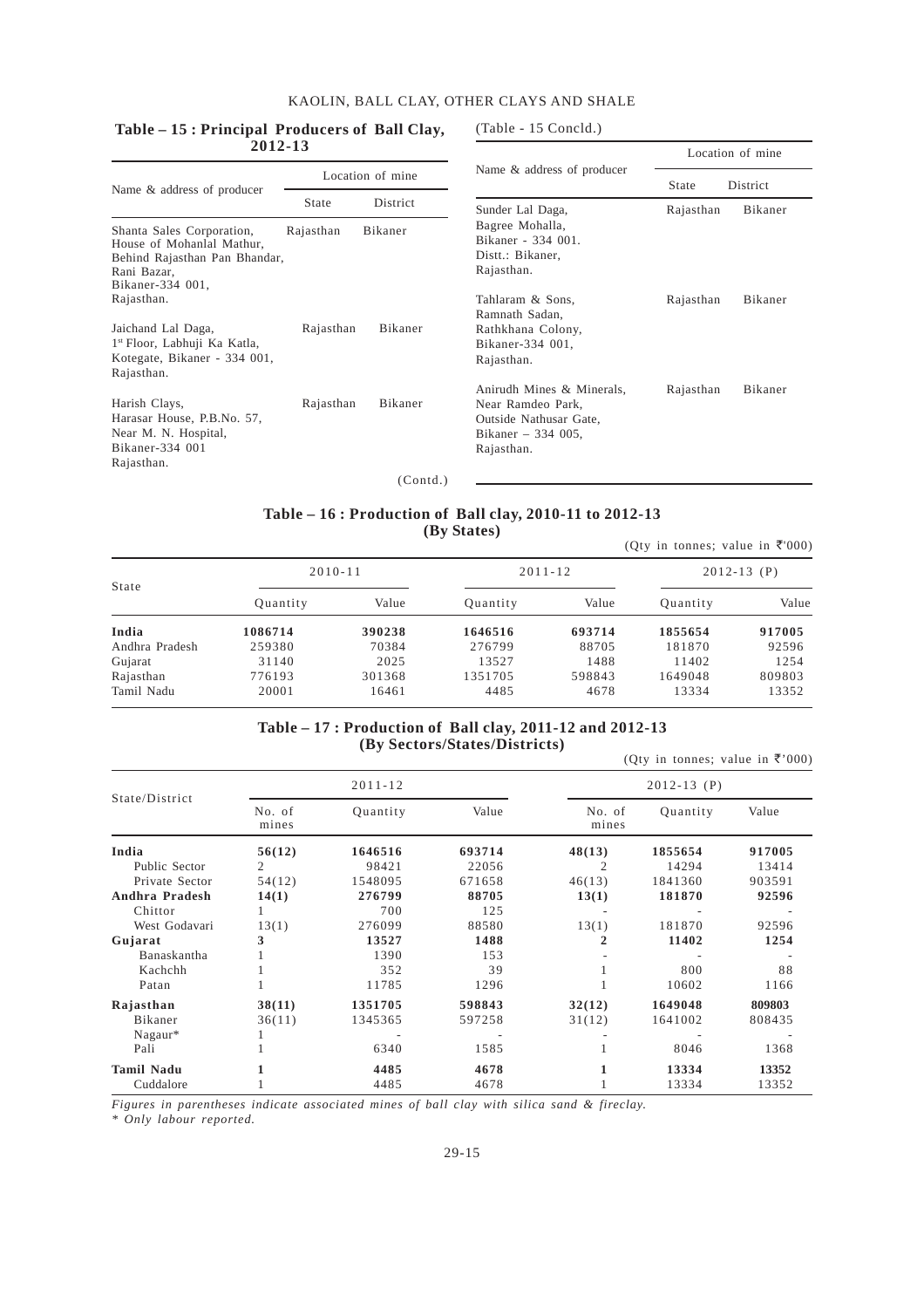### Table – 15 : Principal Producers of Ball Clay, 2012-13

| Name & address of producer | Location of mine | |
|---|---|---|
| | State | District |
| Shanta Sales Corporation, House of Mohanlal Mathur, Behind Rajasthan Pan Bhandar, Rani Bazar, Bikaner-334 001, Rajasthan. | Rajasthan | Bikaner |
| Jaichand Lal Daga, 1st Floor, Labhuji Ka Katla, Kotegate, Bikaner - 334 001, Rajasthan. | Rajasthan | Bikaner |
| Harish Clays, Harasar House, P.B.No. 57, Near M. N. Hospital, Bikaner-334 001 Rajasthan. | Rajasthan | Bikaner |
| Sunder Lal Daga, Bagree Mohalla, Bikaner - 334 001. Distt.: Bikaner, Rajasthan. | Rajasthan | Bikaner |
| Tahlaram & Sons, Ramnath Sadan, Rathkhana Colony, Bikaner-334 001, Rajasthan. | Rajasthan | Bikaner |
| Anirudh Mines & Minerals, Near Ramdeo Park, Outside Nathusar Gate, Bikaner – 334 005, Rajasthan. | Rajasthan | Bikaner |

### Table – 16 : Production of Ball clay, 2010-11 to 2012-13 (By States)

(Qty in tonnes; value in ₹'000)

| State | 2010-11 | | 2011-12 | | 2012-13 (P) | |
|---|---|---|---|---|---|---|
| | Quantity | Value | Quantity | Value | Quantity | Value |
| **India** | **1086714** | **390238** | **1646516** | **693714** | **1855654** | **917005** |
| Andhra Pradesh | 259380 | 70384 | 276799 | 88705 | 181870 | 92596 |
| Gujarat | 31140 | 2025 | 13527 | 1488 | 11402 | 1254 |
| Rajasthan | 776193 | 301368 | 1351705 | 598843 | 1649048 | 809803 |
| Tamil Nadu | 20001 | 16461 | 4485 | 4678 | 13334 | 13352 |

### Table – 17 : Production of Ball clay, 2011-12 and 2012-13 (By Sectors/States/Districts)

(Qty in tonnes; value in ₹'000)

| State/District | 2011-12 | | | 2012-13 (P) | | |
|---|---|---|---|---|---|---|
| | No. of mines | Quantity | Value | No. of mines | Quantity | Value |
| **India** | **56(12)** | **1646516** | **693714** | **48(13)** | **1855654** | **917005** |
| Public Sector | 2 | 98421 | 22056 | 2 | 14294 | 13414 |
| Private Sector | 54(12) | 1548095 | 671658 | 46(13) | 1841360 | 903591 |
| **Andhra Pradesh** | **14(1)** | **276799** | **88705** | **13(1)** | **181870** | **92596** |
| Chittor | 1 | 700 | 125 | - | - | - |
| West Godavari | 13(1) | 276099 | 88580 | 13(1) | 181870 | 92596 |
| **Gujarat** | **3** | **13527** | **1488** | **2** | **11402** | **1254** |
| Banaskantha | 1 | 1390 | 153 | - | - | - |
| Kachchh | 1 | 352 | 39 | 1 | 800 | 88 |
| Patan | 1 | 11785 | 1296 | 1 | 10602 | 1166 |
| **Rajasthan** | **38(11)** | **1351705** | **598843** | **32(12)** | **1649048** | **809803** |
| Bikaner | 36(11) | 1345365 | 597258 | 31(12) | 1641002 | 808435 |
| Nagaur* | 1 | - | - | - | - | - |
| Pali | 1 | 6340 | 1585 | 1 | 8046 | 1368 |
| **Tamil Nadu** | **1** | **4485** | **4678** | **1** | **13334** | **13352** |
| Cuddalore | 1 | 4485 | 4678 | 1 | 13334 | 13352 |

*Figures in parentheses indicate associated mines of ball clay with silica sand & fireclay.*

*\* Only labour reported.*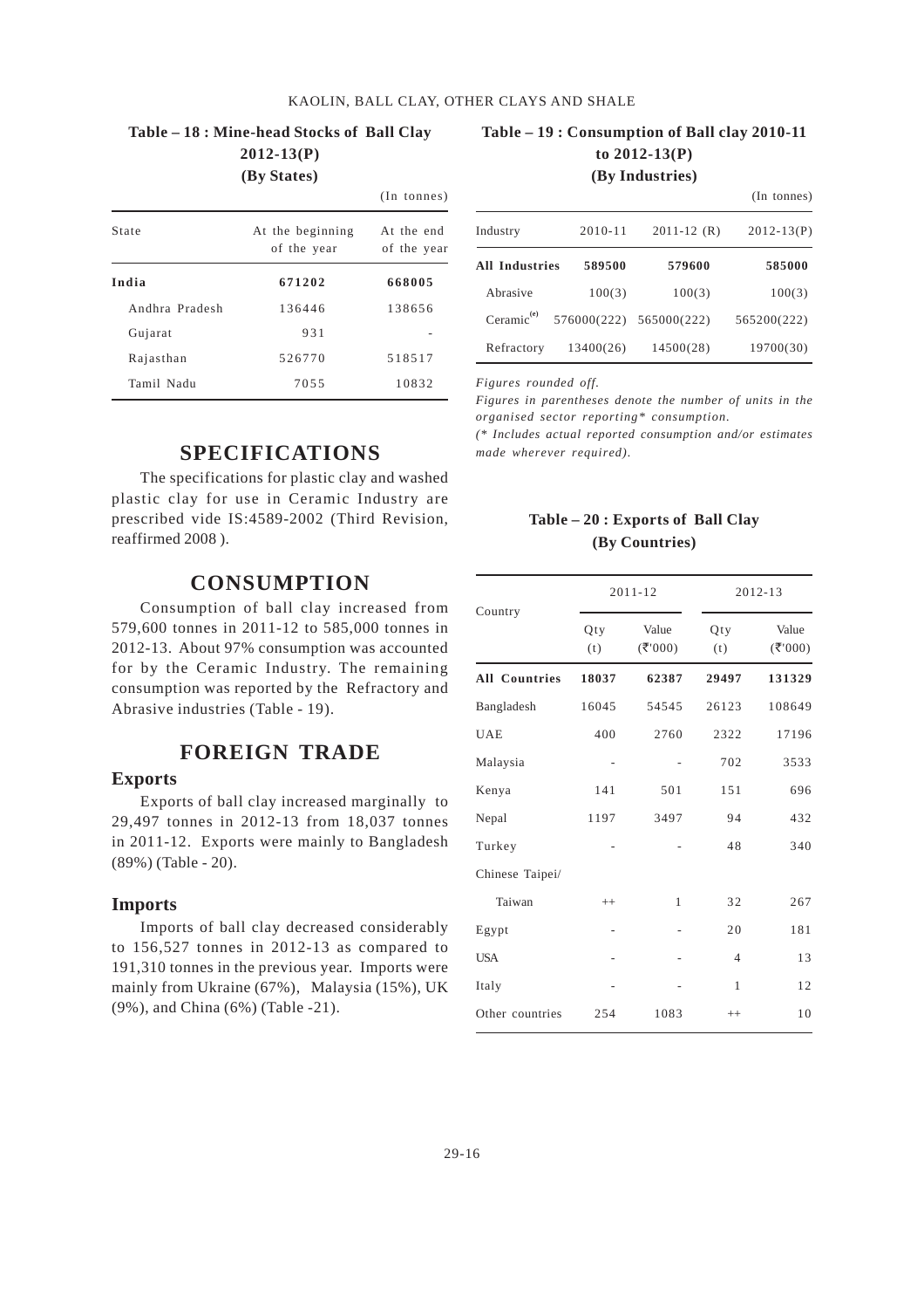**Table – 18 : Mine-head Stocks of Ball Clay 2012-13(P)**
**(By States)**

(In tonnes)

| State | At the beginning of the year | At the end of the year |
|---|---|---|
| **India** | **671202** | **668005** |
| Andhra Pradesh | 136446 | 138656 |
| Gujarat | 931 | - |
| Rajasthan | 526770 | 518517 |
| Tamil Nadu | 7055 | 10832 |

## SPECIFICATIONS

The specifications for plastic clay and washed plastic clay for use in Ceramic Industry are prescribed vide IS:4589-2002 (Third Revision, reaffirmed 2008 ).

## CONSUMPTION

Consumption of ball clay increased from 579,600 tonnes in 2011-12 to 585,000 tonnes in 2012-13. About 97% consumption was accounted for by the Ceramic Industry. The remaining consumption was reported by the Refractory and Abrasive industries (Table - 19).

## FOREIGN TRADE

### Exports

Exports of ball clay increased marginally to 29,497 tonnes in 2012-13 from 18,037 tonnes in 2011-12. Exports were mainly to Bangladesh (89%) (Table - 20).

### Imports

Imports of ball clay decreased considerably to 156,527 tonnes in 2012-13 as compared to 191,310 tonnes in the previous year. Imports were mainly from Ukraine (67%), Malaysia (15%), UK (9%), and China (6%) (Table -21).

**Table – 19 : Consumption of Ball clay 2010-11 to 2012-13(P)**
**(By Industries)**

(In tonnes)

| Industry | 2010-11 | 2011-12 (R) | 2012-13(P) |
|---|---|---|---|
| **All Industries** | **589500** | **579600** | **585000** |
| Abrasive | 100(3) | 100(3) | 100(3) |
| Ceramic[(e)] | 576000(222) | 565000(222) | 565200(222) |
| Refractory | 13400(26) | 14500(28) | 19700(30) |

*Figures rounded off.*

*Figures in parentheses denote the number of units in the organised sector reporting\* consumption.*

*(\* Includes actual reported consumption and/or estimates made wherever required).*

**Table – 20 : Exports of Ball Clay**
**(By Countries)**

| Country | 2011-12 | | 2012-13 | |
|---|---|---|---|---|
| | Qty (t) | Value (₹'000) | Qty (t) | Value (₹'000) |
| **All Countries** | **18037** | **62387** | **29497** | **131329** |
| Bangladesh | 16045 | 54545 | 26123 | 108649 |
| UAE | 400 | 2760 | 2322 | 17196 |
| Malaysia | - | - | 702 | 3533 |
| Kenya | 141 | 501 | 151 | 696 |
| Nepal | 1197 | 3497 | 94 | 432 |
| Turkey | - | - | 48 | 340 |
| Chinese Taipei/ Taiwan | ++ | 1 | 32 | 267 |
| Egypt | - | - | 20 | 181 |
| USA | - | - | 4 | 13 |
| Italy | - | - | 1 | 12 |
| Other countries | 254 | 1083 | ++ | 10 |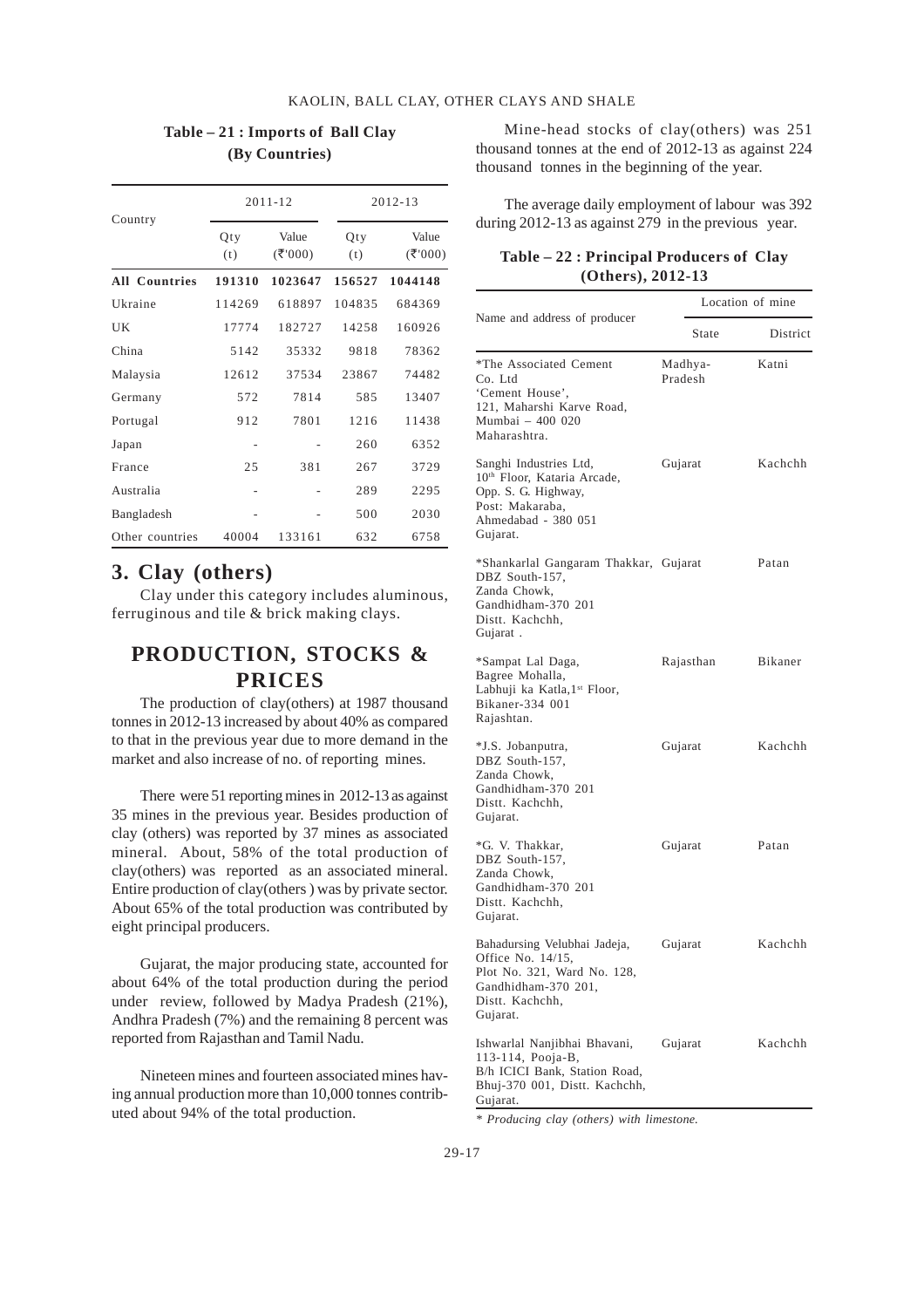**Table – 21 : Imports of Ball Clay (By Countries)**

| Country | 2011-12 | | 2012-13 | |
|---|---|---|---|---|
| | Qty (t) | Value (₹'000) | Qty (t) | Value (₹'000) |
| **All Countries** | **191310** | **1023647** | **156527** | **1044148** |
| Ukraine | 114269 | 618897 | 104835 | 684369 |
| UK | 17774 | 182727 | 14258 | 160926 |
| China | 5142 | 35332 | 9818 | 78362 |
| Malaysia | 12612 | 37534 | 23867 | 74482 |
| Germany | 572 | 7814 | 585 | 13407 |
| Portugal | 912 | 7801 | 1216 | 11438 |
| Japan | - | - | 260 | 6352 |
| France | 25 | 381 | 267 | 3729 |
| Australia | - | - | 289 | 2295 |
| Bangladesh | - | - | 500 | 2030 |
| Other countries | 40004 | 133161 | 632 | 6758 |

## 3. Clay (others)

Clay under this category includes aluminous, ferruginous and tile & brick making clays.

## PRODUCTION, STOCKS & PRICES

The production of clay(others) at 1987 thousand tonnes in 2012-13 increased by about 40% as compared to that in the previous year due to more demand in the market and also increase of no. of reporting mines.

There were 51 reporting mines in 2012-13 as against 35 mines in the previous year. Besides production of clay (others) was reported by 37 mines as associated mineral. About, 58% of the total production of clay(others) was reported as an associated mineral. Entire production of clay(others ) was by private sector. About 65% of the total production was contributed by eight principal producers.

Gujarat, the major producing state, accounted for about 64% of the total production during the period under review, followed by Madya Pradesh (21%), Andhra Pradesh (7%) and the remaining 8 percent was reported from Rajasthan and Tamil Nadu.

Nineteen mines and fourteen associated mines having annual production more than 10,000 tonnes contributed about 94% of the total production.

Mine-head stocks of clay(others) was 251 thousand tonnes at the end of 2012-13 as against 224 thousand tonnes in the beginning of the year.

The average daily employment of labour was 392 during 2012-13 as against 279 in the previous year.

**Table – 22 : Principal Producers of Clay (Others), 2012-13**

| Name and address of producer | Location of mine | |
|---|---|---|
| | State | District |
| *The Associated Cement Co. Ltd 'Cement House', 121, Maharshi Karve Road, Mumbai – 400 020 Maharashtra. | Madhya-Pradesh | Katni |
| Sanghi Industries Ltd, 10th Floor, Kataria Arcade, Opp. S. G. Highway, Post: Makaraba, Ahmedabad - 380 051 Gujarat. | Gujarat | Kachchh |
| *Shankarlal Gangaram Thakkar, DBZ South-157, Zanda Chowk, Gandhidham-370 201 Distt. Kachchh, Gujarat . | Gujarat | Patan |
| *Sampat Lal Daga, Bagree Mohalla, Labhuji ka Katla,1st Floor, Bikaner-334 001 Rajashtan. | Rajasthan | Bikaner |
| *J.S. Jobanputra, DBZ South-157, Zanda Chowk, Gandhidham-370 201 Distt. Kachchh, Gujarat. | Gujarat | Kachchh |
| *G. V. Thakkar, DBZ South-157, Zanda Chowk, Gandhidham-370 201 Distt. Kachchh, Gujarat. | Gujarat | Patan |
| Bahadursing Velubhai Jadeja, Office No. 14/15, Plot No. 321, Ward No. 128, Gandhidham-370 201, Distt. Kachchh, Gujarat. | Gujarat | Kachchh |
| Ishwarlal Nanjibhai Bhavani, 113-114, Pooja-B, B/h ICICI Bank, Station Road, Bhuj-370 001, Distt. Kachchh, Gujarat. | Gujarat | Kachchh |

*\* Producing clay (others) with limestone.*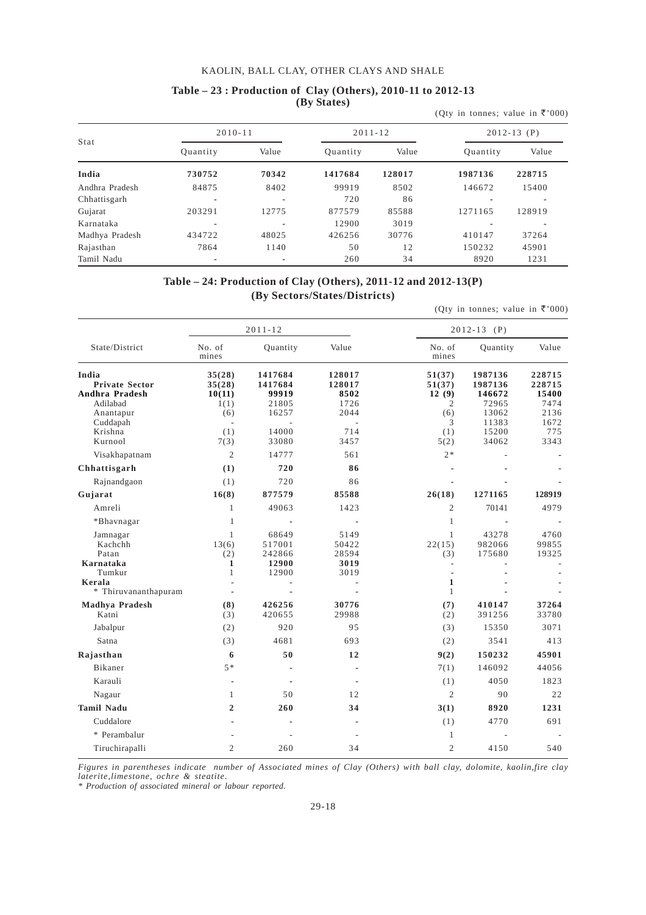**Table – 23 : Production of Clay (Others), 2010-11 to 2012-13**
**(By States)**

(Qty in tonnes; value in ₹'000)

| Stat | 2010-11 | | 2011-12 | | 2012-13 (P) | |
|---|---|---|---|---|---|---|
| | Quantity | Value | Quantity | Value | Quantity | Value |
| **India** | **730752** | **70342** | **1417684** | **128017** | **1987136** | **228715** |
| Andhra Pradesh | 84875 | 8402 | 99919 | 8502 | 146672 | 15400 |
| Chhattisgarh | - | - | 720 | 86 | - | - |
| Gujarat | 203291 | 12775 | 877579 | 85588 | 1271165 | 128919 |
| Karnataka | - | - | 12900 | 3019 | - | - |
| Madhya Pradesh | 434722 | 48025 | 426256 | 30776 | 410147 | 37264 |
| Rajasthan | 7864 | 1140 | 50 | 12 | 150232 | 45901 |
| Tamil Nadu | - | - | 260 | 34 | 8920 | 1231 |

**Table – 24: Production of Clay (Others), 2011-12 and 2012-13(P)**
**(By Sectors/States/Districts)**

(Qty in tonnes; value in ₹'000)

| State/District | 2011-12 | | | 2012-13 (P) | | |
|---|---|---|---|---|---|---|
| | No. of mines | Quantity | Value | No. of mines | Quantity | Value |
| **India** | **35(28)** | **1417684** | **128017** | **51(37)** | **1987136** | **228715** |
| **Private Sector** | **35(28)** | **1417684** | **128017** | **51(37)** | **1987136** | **228715** |
| **Andhra Pradesh** | **10(11)** | **99919** | **8502** | **12 (9)** | **146672** | **15400** |
| Adilabad | 1(1) | 21805 | 1726 | 2 | 72965 | 7474 |
| Anantapur | (6) | 16257 | 2044 | (6) | 13062 | 2136 |
| Cuddapah | - | - | - | 3 | 11383 | 1672 |
| Krishna | (1) | 14000 | 714 | (1) | 15200 | 775 |
| Kurnool | 7(3) | 33080 | 3457 | 5(2) | 34062 | 3343 |
| Visakhapatnam | 2 | 14777 | 561 | 2* | - | - |
| **Chhattisgarh** | **(1)** | **720** | **86** | - | - | - |
| Rajnandgaon | (1) | 720 | 86 | - | - | - |
| **Gujarat** | **16(8)** | **877579** | **85588** | **26(18)** | **1271165** | **128919** |
| Amreli | 1 | 49063 | 1423 | 2 | 70141 | 4979 |
| *Bhavnagar | 1 | - | - | 1 | - | - |
| Jamnagar | 1 | 68649 | 5149 | 1 | 43278 | 4760 |
| Kachchh | 13(6) | 517001 | 50422 | 22(15) | 982066 | 99855 |
| Patan | (2) | 242866 | 28594 | (3) | 175680 | 19325 |
| **Karnataka** | **1** | **12900** | **3019** | - | - | - |
| Tumkur | 1 | 12900 | 3019 | - | - | - |
| **Kerala** | - | - | - | **1** | - | - |
| * Thiruvananthapuram | - | - | - | 1 | - | - |
| **Madhya Pradesh** | **(8)** | **426256** | **30776** | **(7)** | **410147** | **37264** |
| Katni | (3) | 420655 | 29988 | (2) | 391256 | 33780 |
| Jabalpur | (2) | 920 | 95 | (3) | 15350 | 3071 |
| Satna | (3) | 4681 | 693 | (2) | 3541 | 413 |
| **Rajasthan** | **6** | **50** | **12** | **9(2)** | **150232** | **45901** |
| Bikaner | 5* | - | - | 7(1) | 146092 | 44056 |
| Karauli | - | - | - | (1) | 4050 | 1823 |
| Nagaur | 1 | 50 | 12 | 2 | 90 | 22 |
| **Tamil Nadu** | **2** | **260** | **34** | **3(1)** | **8920** | **1231** |
| Cuddalore | - | - | - | (1) | 4770 | 691 |
| * Perambalur | - | - | - | 1 | - | - |
| Tiruchirapalli | 2 | 260 | 34 | 2 | 4150 | 540 |

*Figures in parentheses indicate number of Associated mines of Clay (Others) with ball clay, dolomite, kaolin,fire clay laterite,limestone, ochre & steatite.*
*\* Production of associated mineral or labour reported.*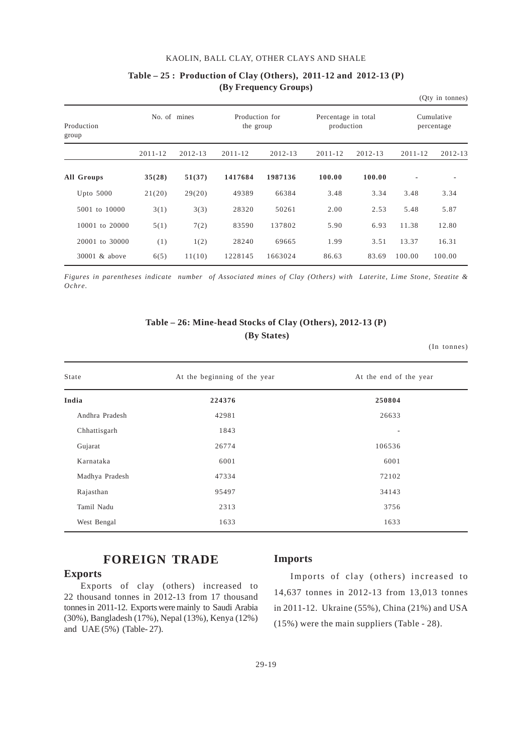**Table – 25 : Production of Clay (Others), 2011-12 and 2012-13 (P)**
**(By Frequency Groups)**

(Qty in tonnes)

| Production group | No. of mines | | Production for the group | | Percentage in total production | | Cumulative percentage | |
|---|---|---|---|---|---|---|---|---|
| | 2011-12 | 2012-13 | 2011-12 | 2012-13 | 2011-12 | 2012-13 | 2011-12 | 2012-13 |
| **All Groups** | **35(28)** | **51(37)** | **1417684** | **1987136** | **100.00** | **100.00** | - | - |
| Upto 5000 | 21(20) | 29(20) | 49389 | 66384 | 3.48 | 3.34 | 3.48 | 3.34 |
| 5001 to 10000 | 3(1) | 3(3) | 28320 | 50261 | 2.00 | 2.53 | 5.48 | 5.87 |
| 10001 to 20000 | 5(1) | 7(2) | 83590 | 137802 | 5.90 | 6.93 | 11.38 | 12.80 |
| 20001 to 30000 | (1) | 1(2) | 28240 | 69665 | 1.99 | 3.51 | 13.37 | 16.31 |
| 30001 & above | 6(5) | 11(10) | 1228145 | 1663024 | 86.63 | 83.69 | 100.00 | 100.00 |

*Figures in parentheses indicate number of Associated mines of Clay (Others) with Laterite, Lime Stone, Steatite & Ochre.*

**Table – 26: Mine-head Stocks of Clay (Others), 2012-13 (P)**
**(By States)**

(In tonnes)

| State | At the beginning of the year | At the end of the year |
|---|---|---|
| **India** | **224376** | **250804** |
| Andhra Pradesh | 42981 | 26633 |
| Chhattisgarh | 1843 | - |
| Gujarat | 26774 | 106536 |
| Karnataka | 6001 | 6001 |
| Madhya Pradesh | 47334 | 72102 |
| Rajasthan | 95497 | 34143 |
| Tamil Nadu | 2313 | 3756 |
| West Bengal | 1633 | 1633 |

## FOREIGN TRADE

### Exports

Exports of clay (others) increased to 22 thousand tonnes in 2012-13 from 17 thousand tonnes in 2011-12. Exports were mainly to Saudi Arabia (30%), Bangladesh (17%), Nepal (13%), Kenya (12%) and UAE (5%) (Table- 27).

### Imports

Imports of clay (others) increased to 14,637 tonnes in 2012-13 from 13,013 tonnes in 2011-12. Ukraine (55%), China (21%) and USA (15%) were the main suppliers (Table - 28).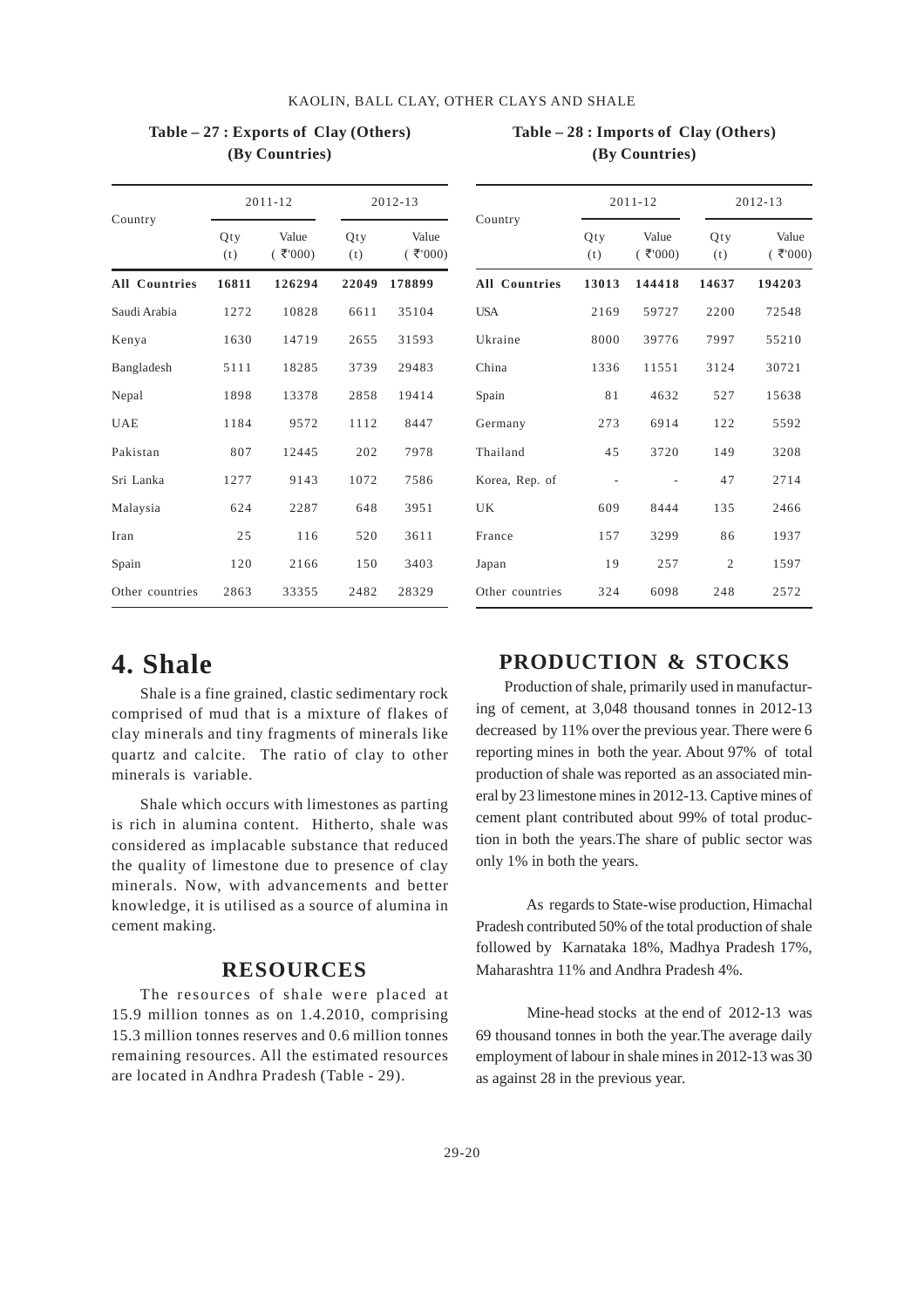**Table – 27 : Exports of Clay (Others) (By Countries)**

| Country | 2011-12 | | 2012-13 | |
|---|---|---|---|---|
| | Qty (t) | Value (₹'000) | Qty (t) | Value (₹'000) |
| **All Countries** | **16811** | **126294** | **22049** | **178899** |
| Saudi Arabia | 1272 | 10828 | 6611 | 35104 |
| Kenya | 1630 | 14719 | 2655 | 31593 |
| Bangladesh | 5111 | 18285 | 3739 | 29483 |
| Nepal | 1898 | 13378 | 2858 | 19414 |
| UAE | 1184 | 9572 | 1112 | 8447 |
| Pakistan | 807 | 12445 | 202 | 7978 |
| Sri Lanka | 1277 | 9143 | 1072 | 7586 |
| Malaysia | 624 | 2287 | 648 | 3951 |
| Iran | 25 | 116 | 520 | 3611 |
| Spain | 120 | 2166 | 150 | 3403 |
| Other countries | 2863 | 33355 | 2482 | 28329 |

**Table – 28 : Imports of Clay (Others) (By Countries)**

| Country | 2011-12 | | 2012-13 | |
|---|---|---|---|---|
| | Qty (t) | Value (₹'000) | Qty (t) | Value (₹'000) |
| **All Countries** | **13013** | **144418** | **14637** | **194203** |
| USA | 2169 | 59727 | 2200 | 72548 |
| Ukraine | 8000 | 39776 | 7997 | 55210 |
| China | 1336 | 11551 | 3124 | 30721 |
| Spain | 81 | 4632 | 527 | 15638 |
| Germany | 273 | 6914 | 122 | 5592 |
| Thailand | 45 | 3720 | 149 | 3208 |
| Korea, Rep. of | - | - | 47 | 2714 |
| UK | 609 | 8444 | 135 | 2466 |
| France | 157 | 3299 | 86 | 1937 |
| Japan | 19 | 257 | 2 | 1597 |
| Other countries | 324 | 6098 | 248 | 2572 |

# 4. Shale

Shale is a fine grained, clastic sedimentary rock comprised of mud that is a mixture of flakes of clay minerals and tiny fragments of minerals like quartz and calcite. The ratio of clay to other minerals is variable.

Shale which occurs with limestones as parting is rich in alumina content. Hitherto, shale was considered as implacable substance that reduced the quality of limestone due to presence of clay minerals. Now, with advancements and better knowledge, it is utilised as a source of alumina in cement making.

## RESOURCES

The resources of shale were placed at 15.9 million tonnes as on 1.4.2010, comprising 15.3 million tonnes reserves and 0.6 million tonnes remaining resources. All the estimated resources are located in Andhra Pradesh (Table - 29).

## PRODUCTION & STOCKS

Production of shale, primarily used in manufacturing of cement, at 3,048 thousand tonnes in 2012-13 decreased by 11% over the previous year. There were 6 reporting mines in both the year. About 97% of total production of shale was reported as an associated mineral by 23 limestone mines in 2012-13. Captive mines of cement plant contributed about 99% of total production in both the years.The share of public sector was only 1% in both the years.

As regards to State-wise production, Himachal Pradesh contributed 50% of the total production of shale followed by Karnataka 18%, Madhya Pradesh 17%, Maharashtra 11% and Andhra Pradesh 4%.

Mine-head stocks at the end of 2012-13 was 69 thousand tonnes in both the year.The average daily employment of labour in shale mines in 2012-13 was 30 as against 28 in the previous year.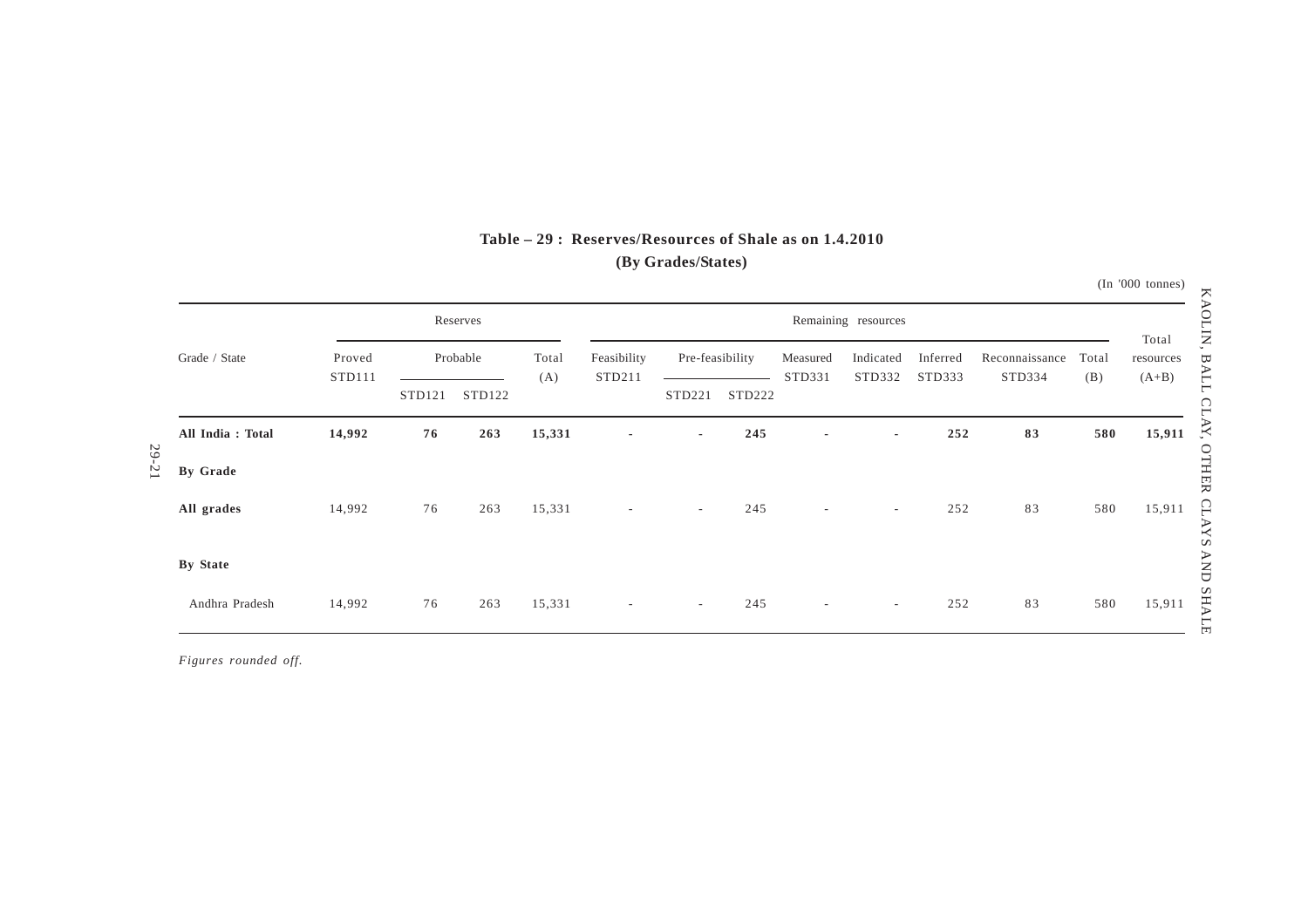**Table – 29 : Reserves/Resources of Shale as on 1.4.2010**
**(By Grades/States)**

(In '000 tonnes)

| Grade / State | Reserves | | | | Remaining resources | | | | | | | | Total resources (A+B) |
|---|---|---|---|---|---|---|---|---|---|---|---|---|---|
| | Proved STD111 | Probable | | Total (A) | Feasibility STD211 | Pre-feasibility | | Measured STD331 | Indicated STD332 | Inferred STD333 | Reconnaissance STD334 | Total (B) | |
| | | STD121 | STD122 | | | STD221 | STD222 | | | | | | |
| **All India : Total** | **14,992** | **76** | **263** | **15,331** | - | - | **245** | - | - | **252** | **83** | **580** | **15,911** |
| **By Grade** | | | | | | | | | | | | | |
| **All grades** | 14,992 | 76 | 263 | 15,331 | - | - | 245 | - | - | 252 | 83 | 580 | 15,911 |
| **By State** | | | | | | | | | | | | | |
| Andhra Pradesh | 14,992 | 76 | 263 | 15,331 | - | - | 245 | - | - | 252 | 83 | 580 | 15,911 |

*Figures rounded off.*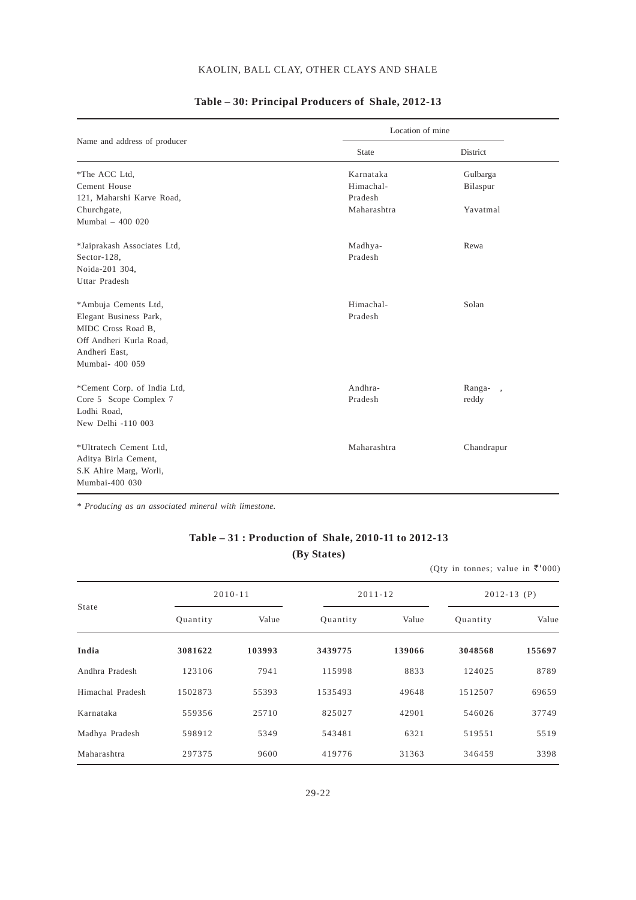## Table – 30: Principal Producers of Shale, 2012-13

| Name and address of producer | Location of mine | |
|---|---|---|
| | State | District |
| *The ACC Ltd, Cement House 121, Maharshi Karve Road, Churchgate, Mumbai – 400 020 | Karnataka<br>Himachal-Pradesh<br>Maharashtra | Gulbarga<br>Bilaspur<br>Yavatmal |
| *Jaiprakash Associates Ltd, Sector-128, Noida-201 304, Uttar Pradesh | Madhya-Pradesh | Rewa |
| *Ambuja Cements Ltd, Elegant Business Park, MIDC Cross Road B, Off Andheri Kurla Road, Andheri East, Mumbai- 400 059 | Himachal-Pradesh | Solan |
| *Cement Corp. of India Ltd, Core 5 Scope Complex 7 Lodhi Road, New Delhi -110 003 | Andhra-Pradesh | Ranga-, reddy |
| *Ultratech Cement Ltd, Aditya Birla Cement, S.K Ahire Marg, Worli, Mumbai-400 030 | Maharashtra | Chandrapur |

*\* Producing as an associated mineral with limestone.*

## Table – 31 : Production of Shale, 2010-11 to 2012-13
### (By States)

(Qty in tonnes; value in ₹'000)

| State | 2010-11 | | 2011-12 | | 2012-13 (P) | |
|---|---|---|---|---|---|---|
| | Quantity | Value | Quantity | Value | Quantity | Value |
| **India** | **3081622** | **103993** | **3439775** | **139066** | **3048568** | **155697** |
| Andhra Pradesh | 123106 | 7941 | 115998 | 8833 | 124025 | 8789 |
| Himachal Pradesh | 1502873 | 55393 | 1535493 | 49648 | 1512507 | 69659 |
| Karnataka | 559356 | 25710 | 825027 | 42901 | 546026 | 37749 |
| Madhya Pradesh | 598912 | 5349 | 543481 | 6321 | 519551 | 5519 |
| Maharashtra | 297375 | 9600 | 419776 | 31363 | 346459 | 3398 |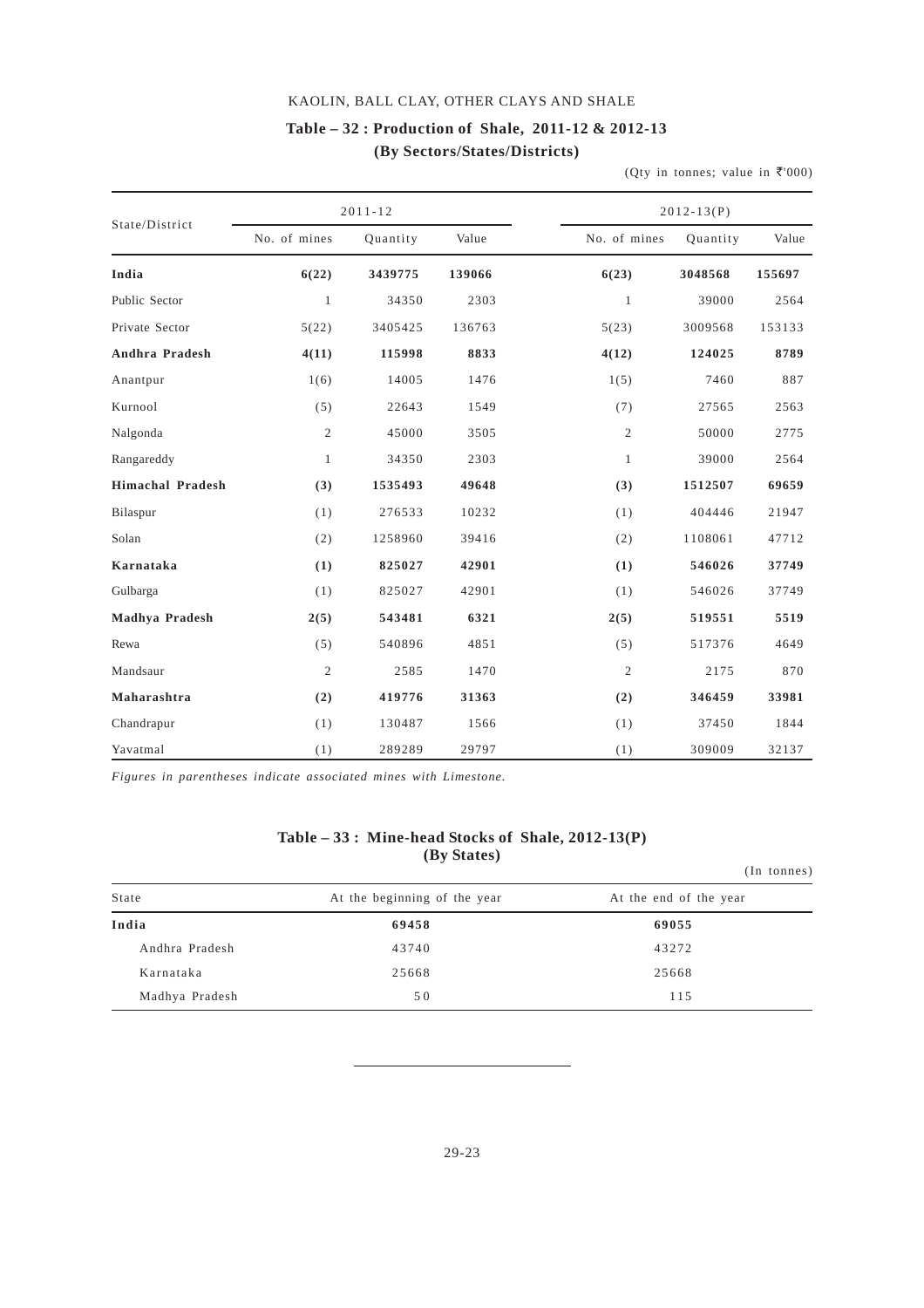KAOLIN, BALL CLAY, OTHER CLAYS AND SHALE

## Table – 32 : Production of Shale, 2011-12 & 2012-13
### (By Sectors/States/Districts)

(Qty in tonnes; value in ₹'000)

| State/District | 2011-12 | | | 2012-13(P) | | |
|---|---|---|---|---|---|---|
| | No. of mines | Quantity | Value | No. of mines | Quantity | Value |
| **India** | **6(22)** | **3439775** | **139066** | **6(23)** | **3048568** | **155697** |
| Public Sector | 1 | 34350 | 2303 | 1 | 39000 | 2564 |
| Private Sector | 5(22) | 3405425 | 136763 | 5(23) | 3009568 | 153133 |
| **Andhra Pradesh** | **4(11)** | **115998** | **8833** | **4(12)** | **124025** | **8789** |
| Anantpur | 1(6) | 14005 | 1476 | 1(5) | 7460 | 887 |
| Kurnool | (5) | 22643 | 1549 | (7) | 27565 | 2563 |
| Nalgonda | 2 | 45000 | 3505 | 2 | 50000 | 2775 |
| Rangareddy | 1 | 34350 | 2303 | 1 | 39000 | 2564 |
| **Himachal Pradesh** | **(3)** | **1535493** | **49648** | **(3)** | **1512507** | **69659** |
| Bilaspur | (1) | 276533 | 10232 | (1) | 404446 | 21947 |
| Solan | (2) | 1258960 | 39416 | (2) | 1108061 | 47712 |
| **Karnataka** | **(1)** | **825027** | **42901** | **(1)** | **546026** | **37749** |
| Gulbarga | (1) | 825027 | 42901 | (1) | 546026 | 37749 |
| **Madhya Pradesh** | **2(5)** | **543481** | **6321** | **2(5)** | **519551** | **5519** |
| Rewa | (5) | 540896 | 4851 | (5) | 517376 | 4649 |
| Mandsaur | 2 | 2585 | 1470 | 2 | 2175 | 870 |
| **Maharashtra** | **(2)** | **419776** | **31363** | **(2)** | **346459** | **33981** |
| Chandrapur | (1) | 130487 | 1566 | (1) | 37450 | 1844 |
| Yavatmal | (1) | 289289 | 29797 | (1) | 309009 | 32137 |

*Figures in parentheses indicate associated mines with Limestone.*

## Table – 33 : Mine-head Stocks of Shale, 2012-13(P)
### (By States)

(In tonnes)

| State | At the beginning of the year | At the end of the year |
|---|---|---|
| **India** | **69458** | **69055** |
| Andhra Pradesh | 43740 | 43272 |
| Karnataka | 25668 | 25668 |
| Madhya Pradesh | 50 | 115 |